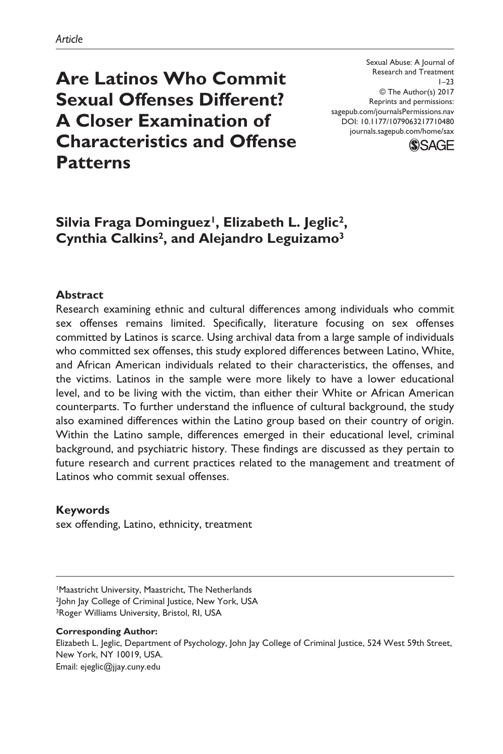*Article*

Sexual Abuse: A Journal of Research and Treatment
1–23
© The Author(s) 2017
Reprints and permissions: sagepub.com/journalsPermissions.nav
DOI: 10.1177/1079063217710480
journals.sagepub.com/home/sax

# Are Latinos Who Commit Sexual Offenses Different? A Closer Examination of Characteristics and Offense Patterns

**Silvia Fraga Dominguez[1], Elizabeth L. Jeglic[2], Cynthia Calkins[2], and Alejandro Leguizamo[3]**

## Abstract

Research examining ethnic and cultural differences among individuals who commit sex offenses remains limited. Specifically, literature focusing on sex offenses committed by Latinos is scarce. Using archival data from a large sample of individuals who committed sex offenses, this study explored differences between Latino, White, and African American individuals related to their characteristics, the offenses, and the victims. Latinos in the sample were more likely to have a lower educational level, and to be living with the victim, than either their White or African American counterparts. To further understand the influence of cultural background, the study also examined differences within the Latino group based on their country of origin. Within the Latino sample, differences emerged in their educational level, criminal background, and psychiatric history. These findings are discussed as they pertain to future research and current practices related to the management and treatment of Latinos who commit sexual offenses.

## Keywords

sex offending, Latino, ethnicity, treatment

---

[1]Maastricht University, Maastricht, The Netherlands
[2]John Jay College of Criminal Justice, New York, USA
[3]Roger Williams University, Bristol, RI, USA

**Corresponding Author:**
Elizabeth L. Jeglic, Department of Psychology, John Jay College of Criminal Justice, 524 West 59th Street, New York, NY 10019, USA.
Email: ejeglic@jjay.cuny.edu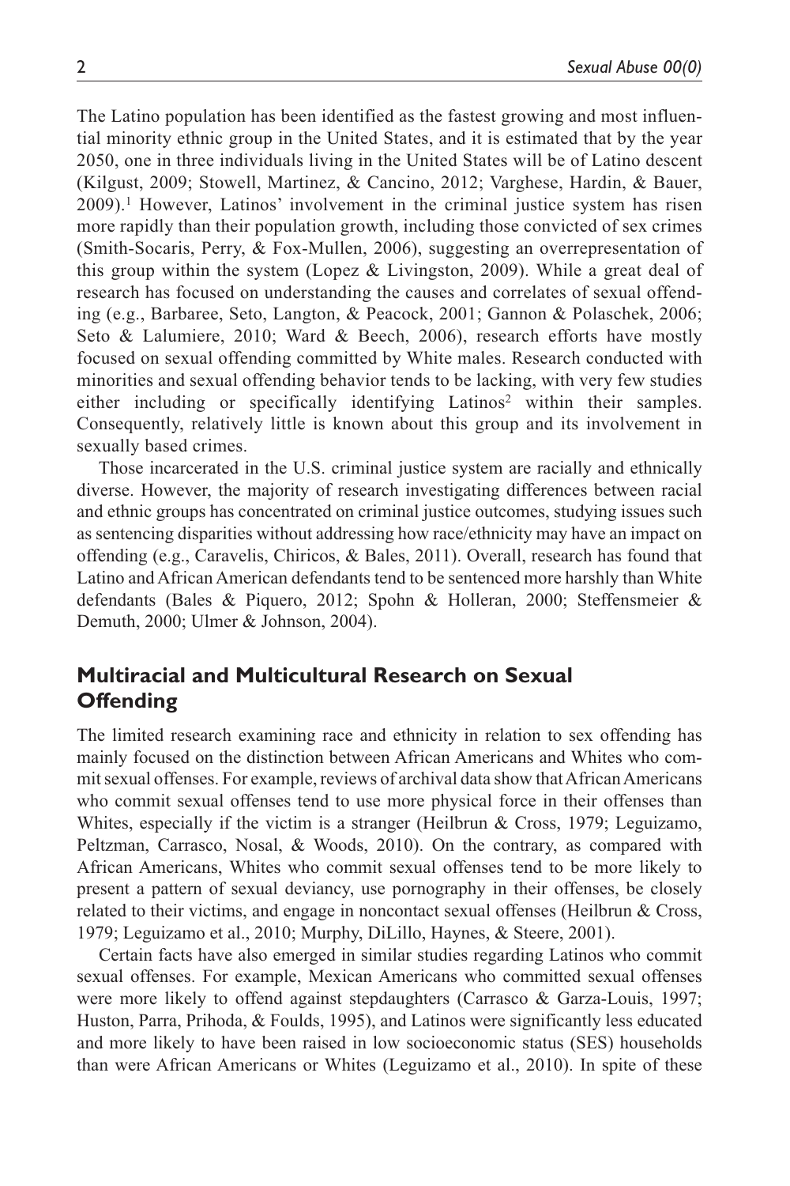The Latino population has been identified as the fastest growing and most influential minority ethnic group in the United States, and it is estimated that by the year 2050, one in three individuals living in the United States will be of Latino descent (Kilgust, 2009; Stowell, Martinez, & Cancino, 2012; Varghese, Hardin, & Bauer, 2009).[1] However, Latinos' involvement in the criminal justice system has risen more rapidly than their population growth, including those convicted of sex crimes (Smith-Socaris, Perry, & Fox-Mullen, 2006), suggesting an overrepresentation of this group within the system (Lopez & Livingston, 2009). While a great deal of research has focused on understanding the causes and correlates of sexual offending (e.g., Barbaree, Seto, Langton, & Peacock, 2001; Gannon & Polaschek, 2006; Seto & Lalumiere, 2010; Ward & Beech, 2006), research efforts have mostly focused on sexual offending committed by White males. Research conducted with minorities and sexual offending behavior tends to be lacking, with very few studies either including or specifically identifying Latinos[2] within their samples. Consequently, relatively little is known about this group and its involvement in sexually based crimes.

Those incarcerated in the U.S. criminal justice system are racially and ethnically diverse. However, the majority of research investigating differences between racial and ethnic groups has concentrated on criminal justice outcomes, studying issues such as sentencing disparities without addressing how race/ethnicity may have an impact on offending (e.g., Caravelis, Chiricos, & Bales, 2011). Overall, research has found that Latino and African American defendants tend to be sentenced more harshly than White defendants (Bales & Piquero, 2012; Spohn & Holleran, 2000; Steffensmeier & Demuth, 2000; Ulmer & Johnson, 2004).

## Multiracial and Multicultural Research on Sexual Offending

The limited research examining race and ethnicity in relation to sex offending has mainly focused on the distinction between African Americans and Whites who commit sexual offenses. For example, reviews of archival data show that African Americans who commit sexual offenses tend to use more physical force in their offenses than Whites, especially if the victim is a stranger (Heilbrun & Cross, 1979; Leguizamo, Peltzman, Carrasco, Nosal, & Woods, 2010). On the contrary, as compared with African Americans, Whites who commit sexual offenses tend to be more likely to present a pattern of sexual deviancy, use pornography in their offenses, be closely related to their victims, and engage in noncontact sexual offenses (Heilbrun & Cross, 1979; Leguizamo et al., 2010; Murphy, DiLillo, Haynes, & Steere, 2001).

Certain facts have also emerged in similar studies regarding Latinos who commit sexual offenses. For example, Mexican Americans who committed sexual offenses were more likely to offend against stepdaughters (Carrasco & Garza-Louis, 1997; Huston, Parra, Prihoda, & Foulds, 1995), and Latinos were significantly less educated and more likely to have been raised in low socioeconomic status (SES) households than were African Americans or Whites (Leguizamo et al., 2010). In spite of these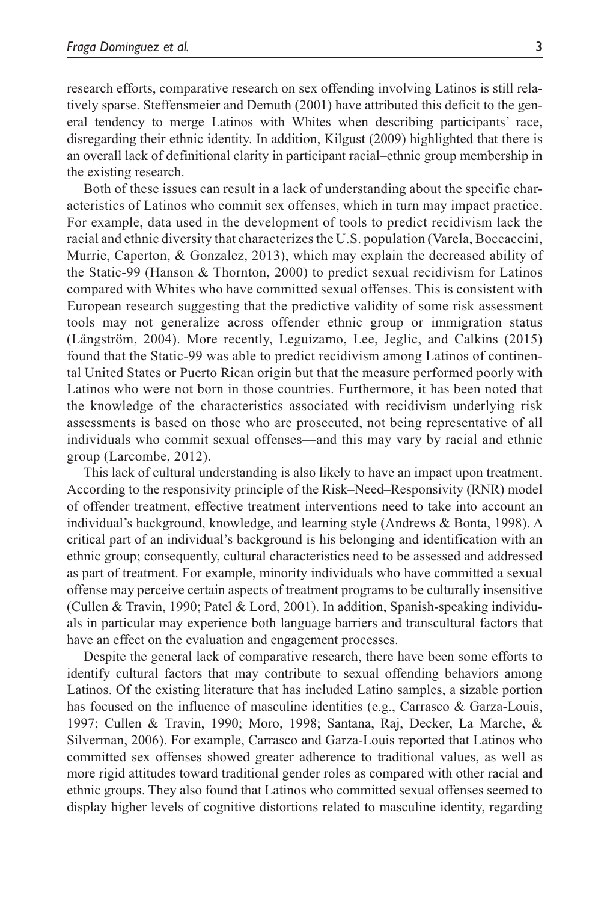research efforts, comparative research on sex offending involving Latinos is still relatively sparse. Steffensmeier and Demuth (2001) have attributed this deficit to the general tendency to merge Latinos with Whites when describing participants' race, disregarding their ethnic identity. In addition, Kilgust (2009) highlighted that there is an overall lack of definitional clarity in participant racial–ethnic group membership in the existing research.

Both of these issues can result in a lack of understanding about the specific characteristics of Latinos who commit sex offenses, which in turn may impact practice. For example, data used in the development of tools to predict recidivism lack the racial and ethnic diversity that characterizes the U.S. population (Varela, Boccaccini, Murrie, Caperton, & Gonzalez, 2013), which may explain the decreased ability of the Static-99 (Hanson & Thornton, 2000) to predict sexual recidivism for Latinos compared with Whites who have committed sexual offenses. This is consistent with European research suggesting that the predictive validity of some risk assessment tools may not generalize across offender ethnic group or immigration status (Långström, 2004). More recently, Leguizamo, Lee, Jeglic, and Calkins (2015) found that the Static-99 was able to predict recidivism among Latinos of continental United States or Puerto Rican origin but that the measure performed poorly with Latinos who were not born in those countries. Furthermore, it has been noted that the knowledge of the characteristics associated with recidivism underlying risk assessments is based on those who are prosecuted, not being representative of all individuals who commit sexual offenses—and this may vary by racial and ethnic group (Larcombe, 2012).

This lack of cultural understanding is also likely to have an impact upon treatment. According to the responsivity principle of the Risk–Need–Responsivity (RNR) model of offender treatment, effective treatment interventions need to take into account an individual's background, knowledge, and learning style (Andrews & Bonta, 1998). A critical part of an individual's background is his belonging and identification with an ethnic group; consequently, cultural characteristics need to be assessed and addressed as part of treatment. For example, minority individuals who have committed a sexual offense may perceive certain aspects of treatment programs to be culturally insensitive (Cullen & Travin, 1990; Patel & Lord, 2001). In addition, Spanish-speaking individuals in particular may experience both language barriers and transcultural factors that have an effect on the evaluation and engagement processes.

Despite the general lack of comparative research, there have been some efforts to identify cultural factors that may contribute to sexual offending behaviors among Latinos. Of the existing literature that has included Latino samples, a sizable portion has focused on the influence of masculine identities (e.g., Carrasco & Garza-Louis, 1997; Cullen & Travin, 1990; Moro, 1998; Santana, Raj, Decker, La Marche, & Silverman, 2006). For example, Carrasco and Garza-Louis reported that Latinos who committed sex offenses showed greater adherence to traditional values, as well as more rigid attitudes toward traditional gender roles as compared with other racial and ethnic groups. They also found that Latinos who committed sexual offenses seemed to display higher levels of cognitive distortions related to masculine identity, regarding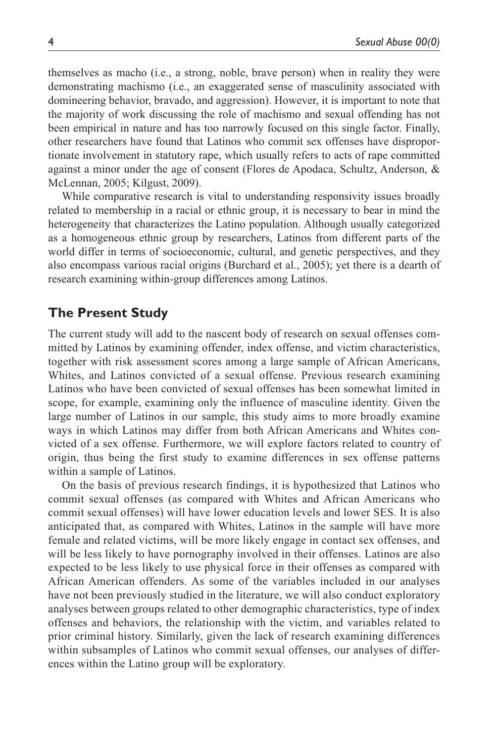themselves as macho (i.e., a strong, noble, brave person) when in reality they were demonstrating machismo (i.e., an exaggerated sense of masculinity associated with domineering behavior, bravado, and aggression). However, it is important to note that the majority of work discussing the role of machismo and sexual offending has not been empirical in nature and has too narrowly focused on this single factor. Finally, other researchers have found that Latinos who commit sex offenses have disproportionate involvement in statutory rape, which usually refers to acts of rape committed against a minor under the age of consent (Flores de Apodaca, Schultz, Anderson, & McLennan, 2005; Kilgust, 2009).

While comparative research is vital to understanding responsivity issues broadly related to membership in a racial or ethnic group, it is necessary to bear in mind the heterogeneity that characterizes the Latino population. Although usually categorized as a homogeneous ethnic group by researchers, Latinos from different parts of the world differ in terms of socioeconomic, cultural, and genetic perspectives, and they also encompass various racial origins (Burchard et al., 2005); yet there is a dearth of research examining within-group differences among Latinos.

## The Present Study

The current study will add to the nascent body of research on sexual offenses committed by Latinos by examining offender, index offense, and victim characteristics, together with risk assessment scores among a large sample of African Americans, Whites, and Latinos convicted of a sexual offense. Previous research examining Latinos who have been convicted of sexual offenses has been somewhat limited in scope, for example, examining only the influence of masculine identity. Given the large number of Latinos in our sample, this study aims to more broadly examine ways in which Latinos may differ from both African Americans and Whites convicted of a sex offense. Furthermore, we will explore factors related to country of origin, thus being the first study to examine differences in sex offense patterns within a sample of Latinos.

On the basis of previous research findings, it is hypothesized that Latinos who commit sexual offenses (as compared with Whites and African Americans who commit sexual offenses) will have lower education levels and lower SES. It is also anticipated that, as compared with Whites, Latinos in the sample will have more female and related victims, will be more likely engage in contact sex offenses, and will be less likely to have pornography involved in their offenses. Latinos are also expected to be less likely to use physical force in their offenses as compared with African American offenders. As some of the variables included in our analyses have not been previously studied in the literature, we will also conduct exploratory analyses between groups related to other demographic characteristics, type of index offenses and behaviors, the relationship with the victim, and variables related to prior criminal history. Similarly, given the lack of research examining differences within subsamples of Latinos who commit sexual offenses, our analyses of differences within the Latino group will be exploratory.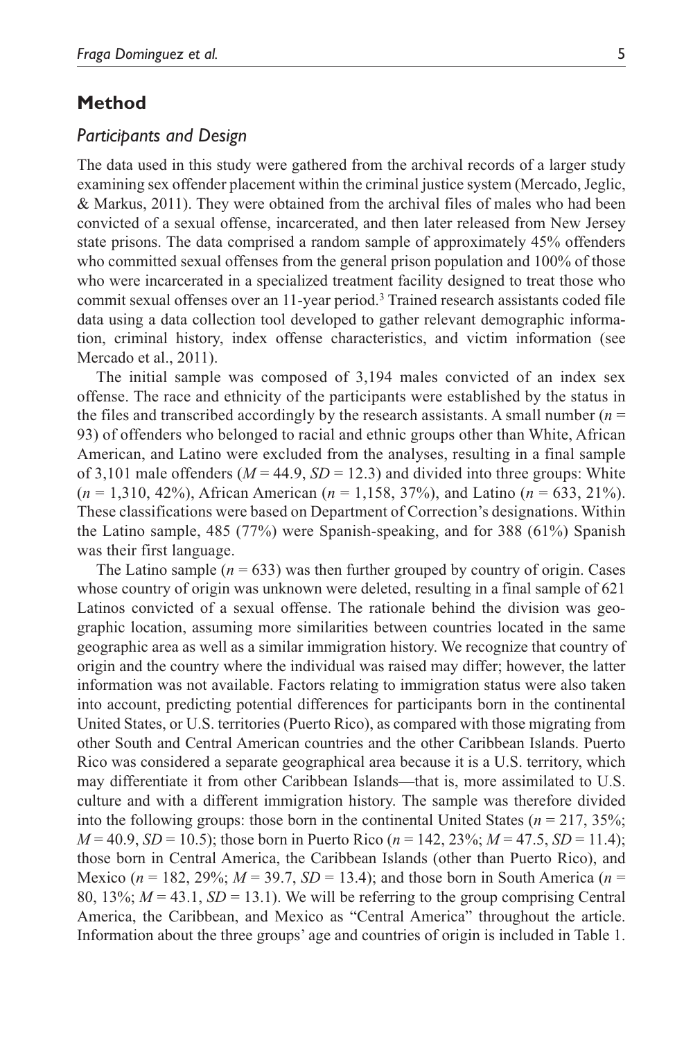## Method

### *Participants and Design*

The data used in this study were gathered from the archival records of a larger study examining sex offender placement within the criminal justice system (Mercado, Jeglic, & Markus, 2011). They were obtained from the archival files of males who had been convicted of a sexual offense, incarcerated, and then later released from New Jersey state prisons. The data comprised a random sample of approximately 45% offenders who committed sexual offenses from the general prison population and 100% of those who were incarcerated in a specialized treatment facility designed to treat those who commit sexual offenses over an 11-year period.[3] Trained research assistants coded file data using a data collection tool developed to gather relevant demographic information, criminal history, index offense characteristics, and victim information (see Mercado et al., 2011).

The initial sample was composed of 3,194 males convicted of an index sex offense. The race and ethnicity of the participants were established by the status in the files and transcribed accordingly by the research assistants. A small number ($n$ = 93) of offenders who belonged to racial and ethnic groups other than White, African American, and Latino were excluded from the analyses, resulting in a final sample of 3,101 male offenders ($M$ = 44.9, $SD$ = 12.3) and divided into three groups: White ($n$ = 1,310, 42%), African American ($n$ = 1,158, 37%), and Latino ($n$ = 633, 21%). These classifications were based on Department of Correction's designations. Within the Latino sample, 485 (77%) were Spanish-speaking, and for 388 (61%) Spanish was their first language.

The Latino sample ($n$ = 633) was then further grouped by country of origin. Cases whose country of origin was unknown were deleted, resulting in a final sample of 621 Latinos convicted of a sexual offense. The rationale behind the division was geographic location, assuming more similarities between countries located in the same geographic area as well as a similar immigration history. We recognize that country of origin and the country where the individual was raised may differ; however, the latter information was not available. Factors relating to immigration status were also taken into account, predicting potential differences for participants born in the continental United States, or U.S. territories (Puerto Rico), as compared with those migrating from other South and Central American countries and the other Caribbean Islands. Puerto Rico was considered a separate geographical area because it is a U.S. territory, which may differentiate it from other Caribbean Islands—that is, more assimilated to U.S. culture and with a different immigration history. The sample was therefore divided into the following groups: those born in the continental United States ($n$ = 217, 35%; $M$ = 40.9, $SD$ = 10.5); those born in Puerto Rico ($n$ = 142, 23%; $M$ = 47.5, $SD$ = 11.4); those born in Central America, the Caribbean Islands (other than Puerto Rico), and Mexico ($n$ = 182, 29%; $M$ = 39.7, $SD$ = 13.4); and those born in South America ($n$ = 80, 13%; $M$ = 43.1, $SD$ = 13.1). We will be referring to the group comprising Central America, the Caribbean, and Mexico as "Central America" throughout the article. Information about the three groups' age and countries of origin is included in Table 1.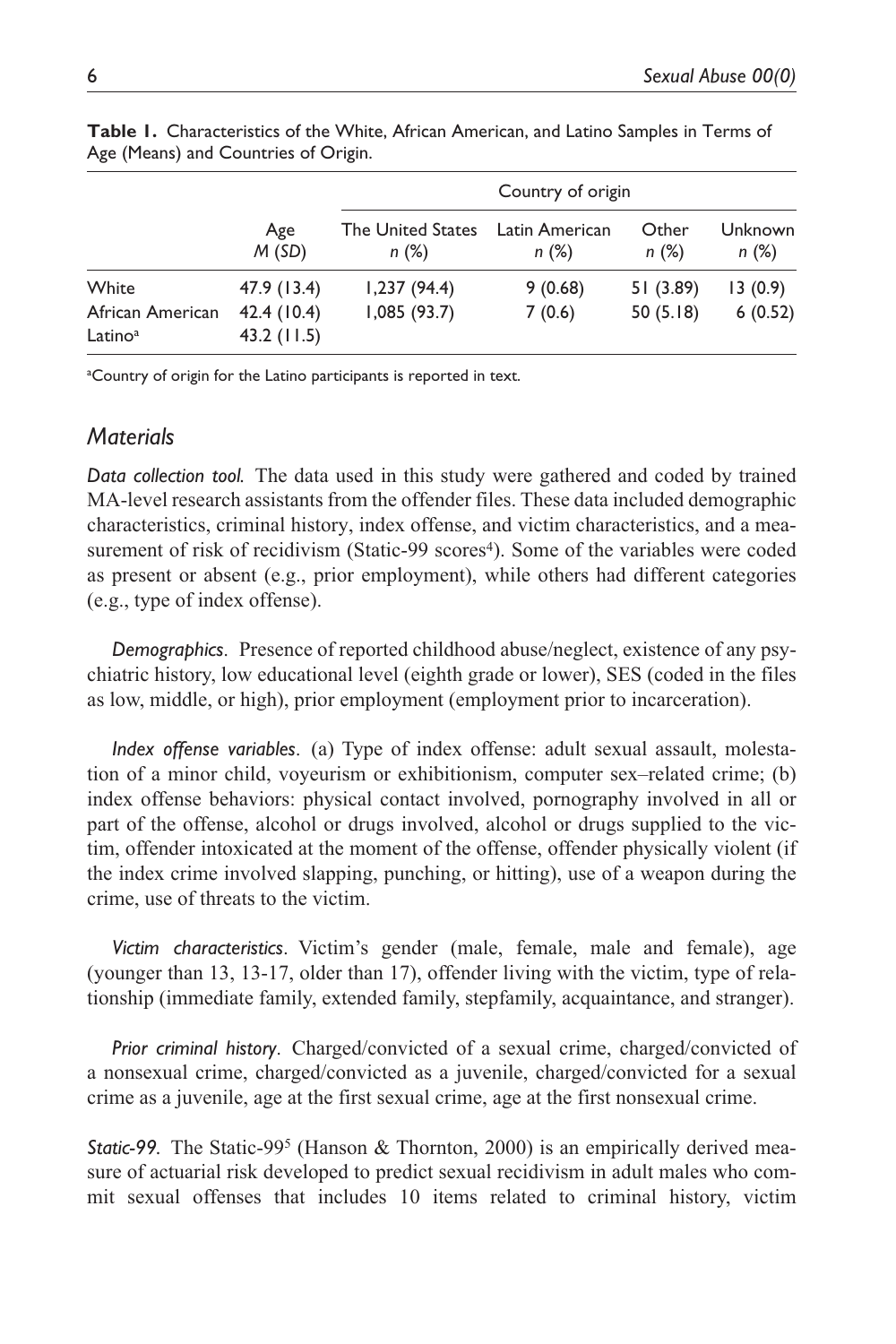**Table 1.** Characteristics of the White, African American, and Latino Samples in Terms of Age (Means) and Countries of Origin.

| | Age | Country of origin | | | |
|---|---|---|---|---|---|
| | *M* (*SD*) | The United States *n* (%) | Latin American *n* (%) | Other *n* (%) | Unknown *n* (%) |
| White | 47.9 (13.4) | 1,237 (94.4) | 9 (0.68) | 51 (3.89) | 13 (0.9) |
| African American | 42.4 (10.4) | 1,085 (93.7) | 7 (0.6) | 50 (5.18) | 6 (0.52) |
| Latino[a] | 43.2 (11.5) | | | | |

[a]Country of origin for the Latino participants is reported in text.

## *Materials*

***Data collection tool.*** The data used in this study were gathered and coded by trained MA-level research assistants from the offender files. These data included demographic characteristics, criminal history, index offense, and victim characteristics, and a measurement of risk of recidivism (Static-99 scores[4]). Some of the variables were coded as present or absent (e.g., prior employment), while others had different categories (e.g., type of index offense).

*Demographics*. Presence of reported childhood abuse/neglect, existence of any psychiatric history, low educational level (eighth grade or lower), SES (coded in the files as low, middle, or high), prior employment (employment prior to incarceration).

*Index offense variables*. (a) Type of index offense: adult sexual assault, molestation of a minor child, voyeurism or exhibitionism, computer sex–related crime; (b) index offense behaviors: physical contact involved, pornography involved in all or part of the offense, alcohol or drugs involved, alcohol or drugs supplied to the victim, offender intoxicated at the moment of the offense, offender physically violent (if the index crime involved slapping, punching, or hitting), use of a weapon during the crime, use of threats to the victim.

*Victim characteristics*. Victim's gender (male, female, male and female), age (younger than 13, 13-17, older than 17), offender living with the victim, type of relationship (immediate family, extended family, stepfamily, acquaintance, and stranger).

*Prior criminal history*. Charged/convicted of a sexual crime, charged/convicted of a nonsexual crime, charged/convicted as a juvenile, charged/convicted for a sexual crime as a juvenile, age at the first sexual crime, age at the first nonsexual crime.

***Static-99.*** The Static-99[5] (Hanson & Thornton, 2000) is an empirically derived measure of actuarial risk developed to predict sexual recidivism in adult males who commit sexual offenses that includes 10 items related to criminal history, victim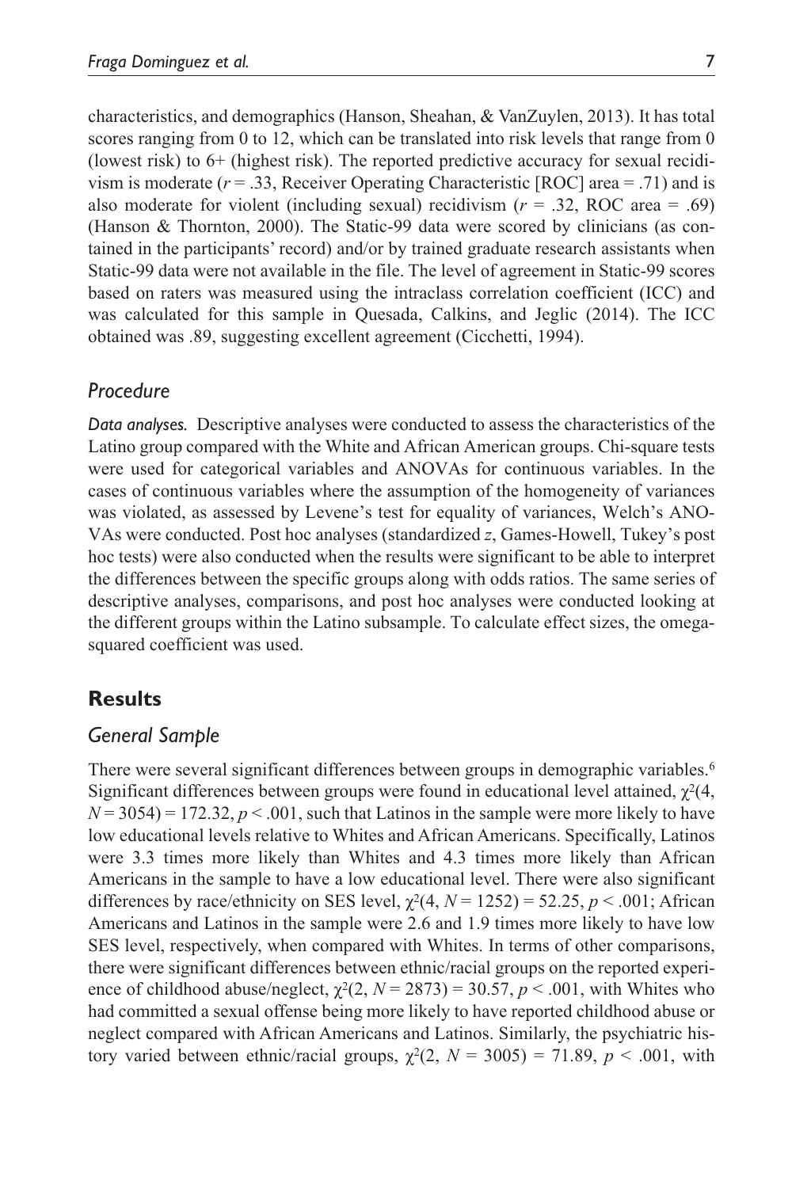characteristics, and demographics (Hanson, Sheahan, & VanZuylen, 2013). It has total scores ranging from 0 to 12, which can be translated into risk levels that range from 0 (lowest risk) to 6+ (highest risk). The reported predictive accuracy for sexual recidivism is moderate ($r = .33$, Receiver Operating Characteristic [ROC] area = .71) and is also moderate for violent (including sexual) recidivism ($r = .32$, ROC area = .69) (Hanson & Thornton, 2000). The Static-99 data were scored by clinicians (as contained in the participants' record) and/or by trained graduate research assistants when Static-99 data were not available in the file. The level of agreement in Static-99 scores based on raters was measured using the intraclass correlation coefficient (ICC) and was calculated for this sample in Quesada, Calkins, and Jeglic (2014). The ICC obtained was .89, suggesting excellent agreement (Cicchetti, 1994).

### *Procedure*

*Data analyses.* Descriptive analyses were conducted to assess the characteristics of the Latino group compared with the White and African American groups. Chi-square tests were used for categorical variables and ANOVAs for continuous variables. In the cases of continuous variables where the assumption of the homogeneity of variances was violated, as assessed by Levene's test for equality of variances, Welch's ANOVAs were conducted. Post hoc analyses (standardized $z$, Games-Howell, Tukey's post hoc tests) were also conducted when the results were significant to be able to interpret the differences between the specific groups along with odds ratios. The same series of descriptive analyses, comparisons, and post hoc analyses were conducted looking at the different groups within the Latino subsample. To calculate effect sizes, the omega-squared coefficient was used.

## **Results**

### *General Sample*

There were several significant differences between groups in demographic variables.[6] Significant differences between groups were found in educational level attained, $\chi^2(4, N = 3054) = 172.32, p < .001$, such that Latinos in the sample were more likely to have low educational levels relative to Whites and African Americans. Specifically, Latinos were 3.3 times more likely than Whites and 4.3 times more likely than African Americans in the sample to have a low educational level. There were also significant differences by race/ethnicity on SES level, $\chi^2(4, N = 1252) = 52.25, p < .001$; African Americans and Latinos in the sample were 2.6 and 1.9 times more likely to have low SES level, respectively, when compared with Whites. In terms of other comparisons, there were significant differences between ethnic/racial groups on the reported experience of childhood abuse/neglect, $\chi^2(2, N = 2873) = 30.57, p < .001$, with Whites who had committed a sexual offense being more likely to have reported childhood abuse or neglect compared with African Americans and Latinos. Similarly, the psychiatric history varied between ethnic/racial groups, $\chi^2(2, N = 3005) = 71.89, p < .001$, with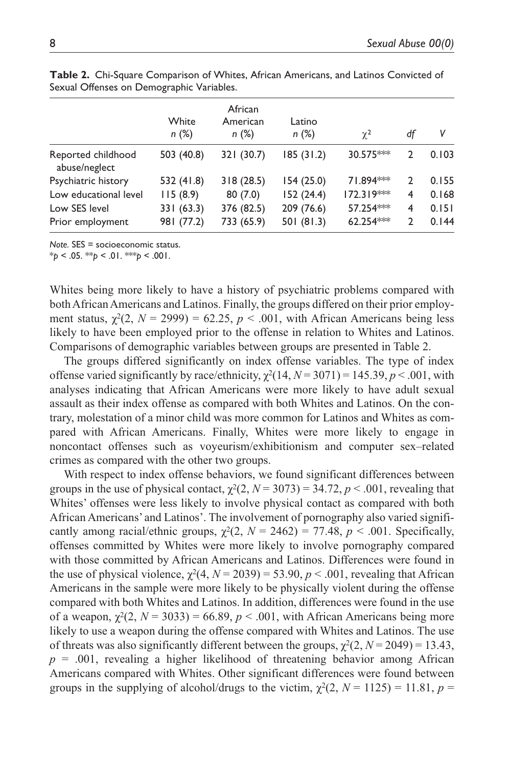**Table 2.** Chi-Square Comparison of Whites, African Americans, and Latinos Convicted of Sexual Offenses on Demographic Variables.

| | White *n* (%) | African American *n* (%) | Latino *n* (%) | $\chi^2$ | *df* | *V* |
|---|---|---|---|---|---|---|
| Reported childhood abuse/neglect | 503 (40.8) | 321 (30.7) | 185 (31.2) | 30.575*** | 2 | 0.103 |
| Psychiatric history | 532 (41.8) | 318 (28.5) | 154 (25.0) | 71.894*** | 2 | 0.155 |
| Low educational level | 115 (8.9) | 80 (7.0) | 152 (24.4) | 172.319*** | 4 | 0.168 |
| Low SES level | 331 (63.3) | 376 (82.5) | 209 (76.6) | 57.254*** | 4 | 0.151 |
| Prior employment | 981 (77.2) | 733 (65.9) | 501 (81.3) | 62.254*** | 2 | 0.144 |

*Note.* SES = socioeconomic status.
*$p < .05$. **$p < .01$. ***$p < .001$.

Whites being more likely to have a history of psychiatric problems compared with both African Americans and Latinos. Finally, the groups differed on their prior employment status, $\chi^2(2, N = 2999) = 62.25$, $p < .001$, with African Americans being less likely to have been employed prior to the offense in relation to Whites and Latinos. Comparisons of demographic variables between groups are presented in Table 2.

The groups differed significantly on index offense variables. The type of index offense varied significantly by race/ethnicity, $\chi^2(14, N = 3071) = 145.39$, $p < .001$, with analyses indicating that African Americans were more likely to have adult sexual assault as their index offense as compared with both Whites and Latinos. On the contrary, molestation of a minor child was more common for Latinos and Whites as compared with African Americans. Finally, Whites were more likely to engage in noncontact offenses such as voyeurism/exhibitionism and computer sex–related crimes as compared with the other two groups.

With respect to index offense behaviors, we found significant differences between groups in the use of physical contact, $\chi^2(2, N = 3073) = 34.72$, $p < .001$, revealing that Whites' offenses were less likely to involve physical contact as compared with both African Americans' and Latinos'. The involvement of pornography also varied significantly among racial/ethnic groups, $\chi^2(2, N = 2462) = 77.48$, $p < .001$. Specifically, offenses committed by Whites were more likely to involve pornography compared with those committed by African Americans and Latinos. Differences were found in the use of physical violence, $\chi^2(4, N = 2039) = 53.90$, $p < .001$, revealing that African Americans in the sample were more likely to be physically violent during the offense compared with both Whites and Latinos. In addition, differences were found in the use of a weapon, $\chi^2(2, N = 3033) = 66.89$, $p < .001$, with African Americans being more likely to use a weapon during the offense compared with Whites and Latinos. The use of threats was also significantly different between the groups, $\chi^2(2, N = 2049) = 13.43$, $p = .001$, revealing a higher likelihood of threatening behavior among African Americans compared with Whites. Other significant differences were found between groups in the supplying of alcohol/drugs to the victim, $\chi^2(2, N = 1125) = 11.81$, $p =$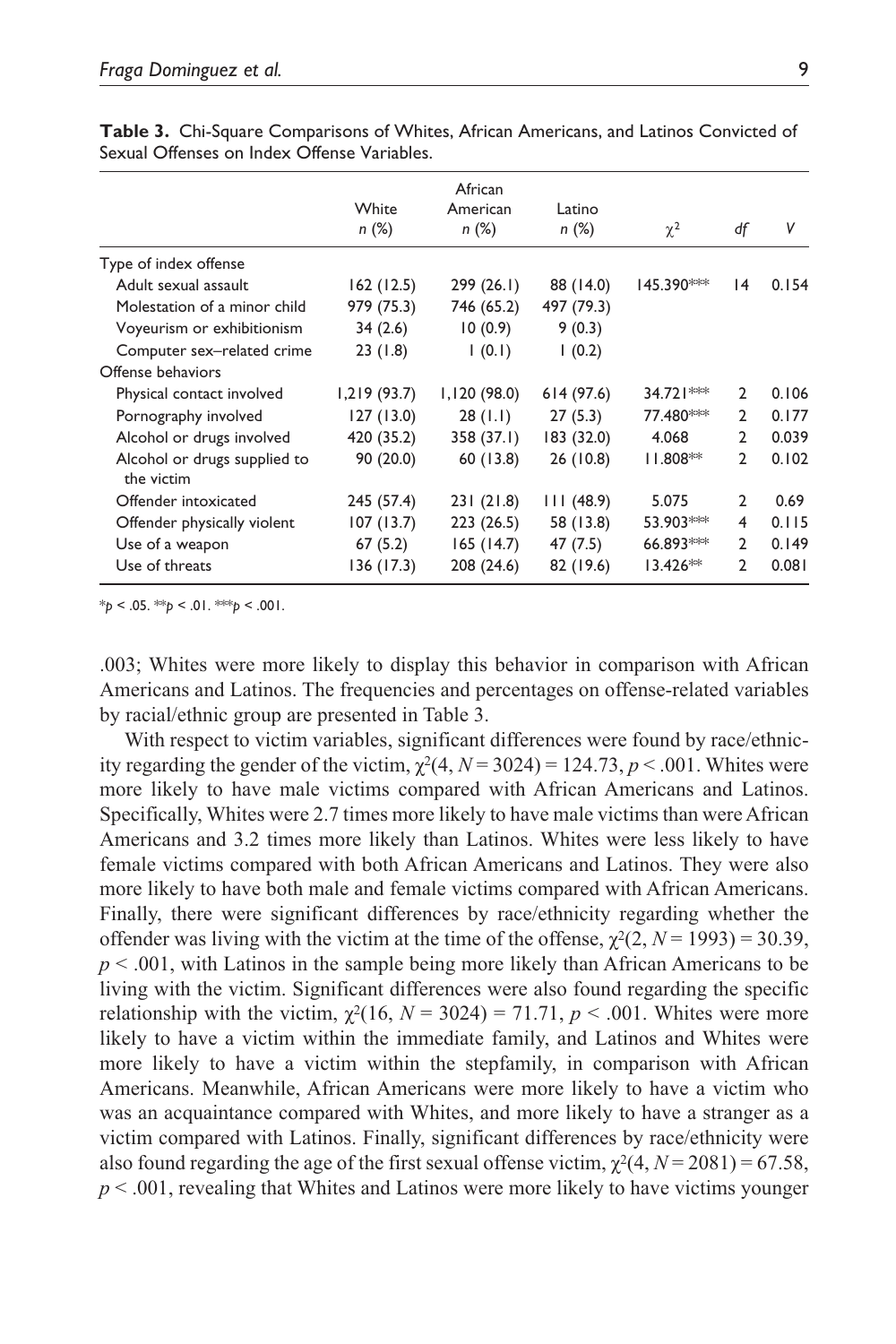**Table 3.** Chi-Square Comparisons of Whites, African Americans, and Latinos Convicted of Sexual Offenses on Index Offense Variables.

| | White n (%) | African American n (%) | Latino n (%) | $\chi^2$ | df | V |
|---|---|---|---|---|---|---|
| Type of index offense | | | | | | |
| Adult sexual assault | 162 (12.5) | 299 (26.1) | 88 (14.0) | 145.390*** | 14 | 0.154 |
| Molestation of a minor child | 979 (75.3) | 746 (65.2) | 497 (79.3) | | | |
| Voyeurism or exhibitionism | 34 (2.6) | 10 (0.9) | 9 (0.3) | | | |
| Computer sex–related crime | 23 (1.8) | 1 (0.1) | 1 (0.2) | | | |
| Offense behaviors | | | | | | |
| Physical contact involved | 1,219 (93.7) | 1,120 (98.0) | 614 (97.6) | 34.721*** | 2 | 0.106 |
| Pornography involved | 127 (13.0) | 28 (1.1) | 27 (5.3) | 77.480*** | 2 | 0.177 |
| Alcohol or drugs involved | 420 (35.2) | 358 (37.1) | 183 (32.0) | 4.068 | 2 | 0.039 |
| Alcohol or drugs supplied to the victim | 90 (20.0) | 60 (13.8) | 26 (10.8) | 11.808** | 2 | 0.102 |
| Offender intoxicated | 245 (57.4) | 231 (21.8) | 111 (48.9) | 5.075 | 2 | 0.69 |
| Offender physically violent | 107 (13.7) | 223 (26.5) | 58 (13.8) | 53.903*** | 4 | 0.115 |
| Use of a weapon | 67 (5.2) | 165 (14.7) | 47 (7.5) | 66.893*** | 2 | 0.149 |
| Use of threats | 136 (17.3) | 208 (24.6) | 82 (19.6) | 13.426** | 2 | 0.081 |

*$p < .05$. **$p < .01$. ***$p < .001$.

.003; Whites were more likely to display this behavior in comparison with African Americans and Latinos. The frequencies and percentages on offense-related variables by racial/ethnic group are presented in Table 3.

With respect to victim variables, significant differences were found by race/ethnicity regarding the gender of the victim, $\chi^2(4, N = 3024) = 124.73$, $p < .001$. Whites were more likely to have male victims compared with African Americans and Latinos. Specifically, Whites were 2.7 times more likely to have male victims than were African Americans and 3.2 times more likely than Latinos. Whites were less likely to have female victims compared with both African Americans and Latinos. They were also more likely to have both male and female victims compared with African Americans. Finally, there were significant differences by race/ethnicity regarding whether the offender was living with the victim at the time of the offense, $\chi^2(2, N = 1993) = 30.39$, $p < .001$, with Latinos in the sample being more likely than African Americans to be living with the victim. Significant differences were also found regarding the specific relationship with the victim, $\chi^2(16, N = 3024) = 71.71$, $p < .001$. Whites were more likely to have a victim within the immediate family, and Latinos and Whites were more likely to have a victim within the stepfamily, in comparison with African Americans. Meanwhile, African Americans were more likely to have a victim who was an acquaintance compared with Whites, and more likely to have a stranger as a victim compared with Latinos. Finally, significant differences by race/ethnicity were also found regarding the age of the first sexual offense victim, $\chi^2(4, N = 2081) = 67.58$, $p < .001$, revealing that Whites and Latinos were more likely to have victims younger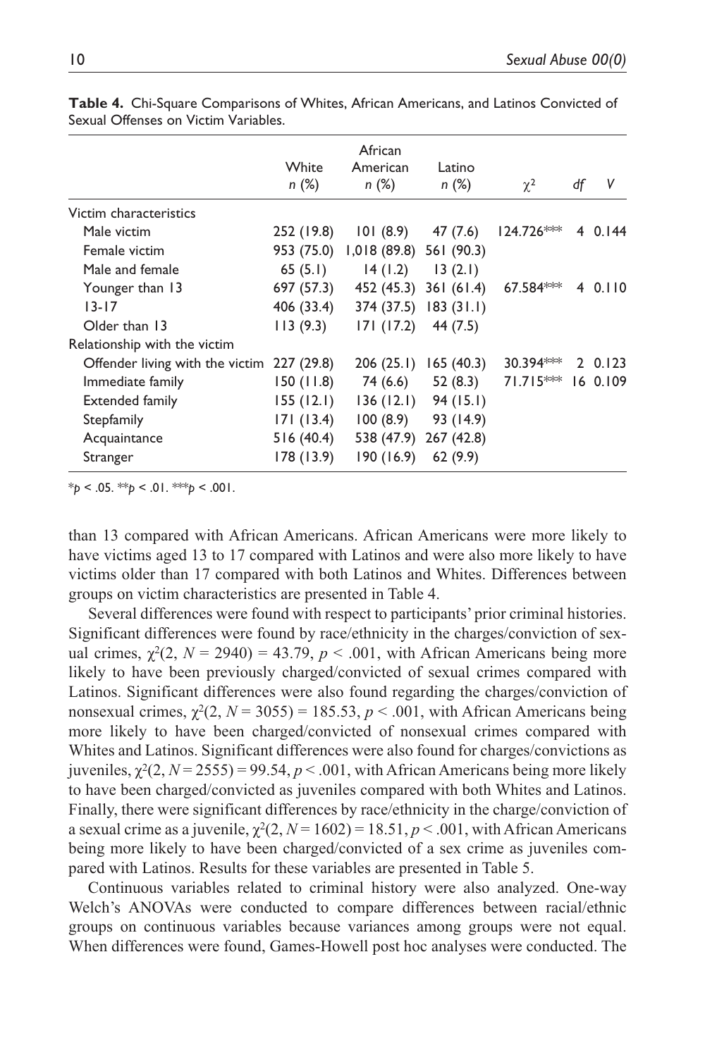**Table 4.** Chi-Square Comparisons of Whites, African Americans, and Latinos Convicted of Sexual Offenses on Victim Variables.

| | White *n* (%) | African American *n* (%) | Latino *n* (%) | $\chi^2$ | *df* | *V* |
|---|---|---|---|---|---|---|
| Victim characteristics | | | | | | |
| Male victim | 252 (19.8) | 101 (8.9) | 47 (7.6) | 124.726*** | 4 | 0.144 |
| Female victim | 953 (75.0) | 1,018 (89.8) | 561 (90.3) | | | |
| Male and female | 65 (5.1) | 14 (1.2) | 13 (2.1) | | | |
| Younger than 13 | 697 (57.3) | 452 (45.3) | 361 (61.4) | 67.584*** | 4 | 0.110 |
| 13-17 | 406 (33.4) | 374 (37.5) | 183 (31.1) | | | |
| Older than 13 | 113 (9.3) | 171 (17.2) | 44 (7.5) | | | |
| Relationship with the victim | | | | | | |
| Offender living with the victim | 227 (29.8) | 206 (25.1) | 165 (40.3) | 30.394*** | 2 | 0.123 |
| Immediate family | 150 (11.8) | 74 (6.6) | 52 (8.3) | 71.715*** | 16 | 0.109 |
| Extended family | 155 (12.1) | 136 (12.1) | 94 (15.1) | | | |
| Stepfamily | 171 (13.4) | 100 (8.9) | 93 (14.9) | | | |
| Acquaintance | 516 (40.4) | 538 (47.9) | 267 (42.8) | | | |
| Stranger | 178 (13.9) | 190 (16.9) | 62 (9.9) | | | |

*$p < .05$. **$p < .01$. ***$p < .001$.

than 13 compared with African Americans. African Americans were more likely to have victims aged 13 to 17 compared with Latinos and were also more likely to have victims older than 17 compared with both Latinos and Whites. Differences between groups on victim characteristics are presented in Table 4.

Several differences were found with respect to participants' prior criminal histories. Significant differences were found by race/ethnicity in the charges/conviction of sexual crimes, $\chi^2(2, N = 2940) = 43.79$, $p < .001$, with African Americans being more likely to have been previously charged/convicted of sexual crimes compared with Latinos. Significant differences were also found regarding the charges/conviction of nonsexual crimes, $\chi^2(2, N = 3055) = 185.53$, $p < .001$, with African Americans being more likely to have been charged/convicted of nonsexual crimes compared with Whites and Latinos. Significant differences were also found for charges/convictions as juveniles, $\chi^2(2, N = 2555) = 99.54$, $p < .001$, with African Americans being more likely to have been charged/convicted as juveniles compared with both Whites and Latinos. Finally, there were significant differences by race/ethnicity in the charge/conviction of a sexual crime as a juvenile, $\chi^2(2, N = 1602) = 18.51$, $p < .001$, with African Americans being more likely to have been charged/convicted of a sex crime as juveniles compared with Latinos. Results for these variables are presented in Table 5.

Continuous variables related to criminal history were also analyzed. One-way Welch's ANOVAs were conducted to compare differences between racial/ethnic groups on continuous variables because variances among groups were not equal. When differences were found, Games-Howell post hoc analyses were conducted. The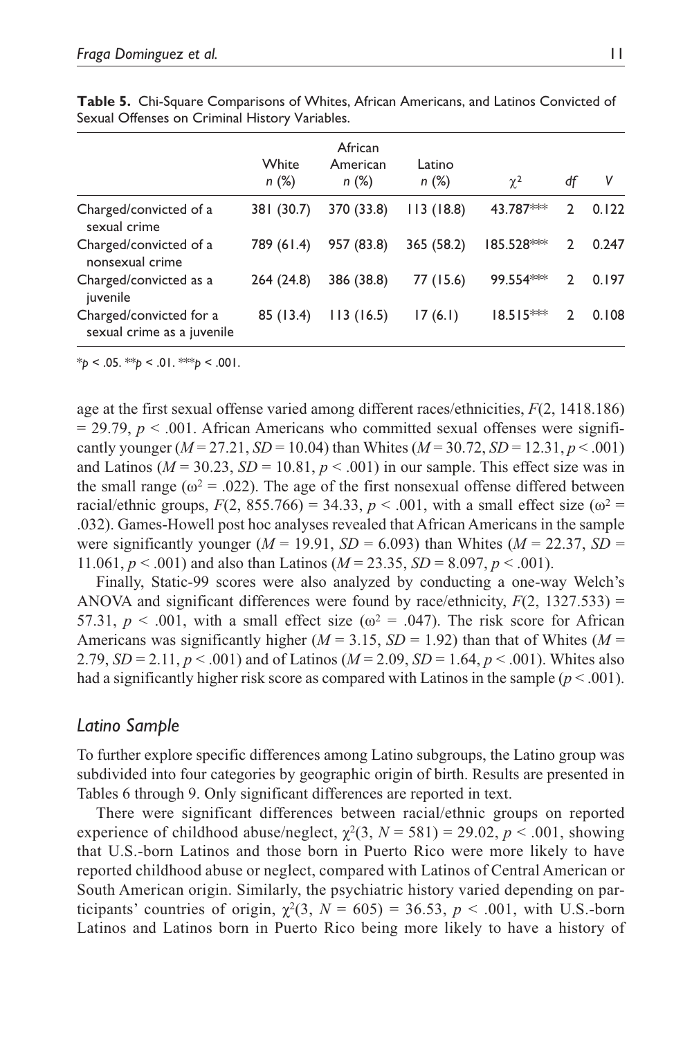**Table 5.** Chi-Square Comparisons of Whites, African Americans, and Latinos Convicted of Sexual Offenses on Criminal History Variables.

| | White *n* (%) | African American *n* (%) | Latino *n* (%) | $\chi^2$ | *df* | *V* |
|---|---|---|---|---|---|---|
| Charged/convicted of a sexual crime | 381 (30.7) | 370 (33.8) | 113 (18.8) | 43.787*** | 2 | 0.122 |
| Charged/convicted of a nonsexual crime | 789 (61.4) | 957 (83.8) | 365 (58.2) | 185.528*** | 2 | 0.247 |
| Charged/convicted as a juvenile | 264 (24.8) | 386 (38.8) | 77 (15.6) | 99.554*** | 2 | 0.197 |
| Charged/convicted for a sexual crime as a juvenile | 85 (13.4) | 113 (16.5) | 17 (6.1) | 18.515*** | 2 | 0.108 |

*$p < .05$. **$p < .01$. ***$p < .001$.

age at the first sexual offense varied among different races/ethnicities, $F(2, 1418.186) = 29.79$, $p < .001$. African Americans who committed sexual offenses were significantly younger ($M = 27.21$, $SD = 10.04$) than Whites ($M = 30.72$, $SD = 12.31$, $p < .001$) and Latinos ($M = 30.23$, $SD = 10.81$, $p < .001$) in our sample. This effect size was in the small range ($\omega^2 = .022$). The age of the first nonsexual offense differed between racial/ethnic groups, $F(2, 855.766) = 34.33$, $p < .001$, with a small effect size ($\omega^2 = .032$). Games-Howell post hoc analyses revealed that African Americans in the sample were significantly younger ($M = 19.91$, $SD = 6.093$) than Whites ($M = 22.37$, $SD = 11.061$, $p < .001$) and also than Latinos ($M = 23.35$, $SD = 8.097$, $p < .001$).

Finally, Static-99 scores were also analyzed by conducting a one-way Welch's ANOVA and significant differences were found by race/ethnicity, $F(2, 1327.533) = 57.31$, $p < .001$, with a small effect size ($\omega^2 = .047$). The risk score for African Americans was significantly higher ($M = 3.15$, $SD = 1.92$) than that of Whites ($M = 2.79$, $SD = 2.11$, $p < .001$) and of Latinos ($M = 2.09$, $SD = 1.64$, $p < .001$). Whites also had a significantly higher risk score as compared with Latinos in the sample ($p < .001$).

### *Latino Sample*

To further explore specific differences among Latino subgroups, the Latino group was subdivided into four categories by geographic origin of birth. Results are presented in Tables 6 through 9. Only significant differences are reported in text.

There were significant differences between racial/ethnic groups on reported experience of childhood abuse/neglect, $\chi^2(3, N = 581) = 29.02$, $p < .001$, showing that U.S.-born Latinos and those born in Puerto Rico were more likely to have reported childhood abuse or neglect, compared with Latinos of Central American or South American origin. Similarly, the psychiatric history varied depending on participants' countries of origin, $\chi^2(3, N = 605) = 36.53$, $p < .001$, with U.S.-born Latinos and Latinos born in Puerto Rico being more likely to have a history of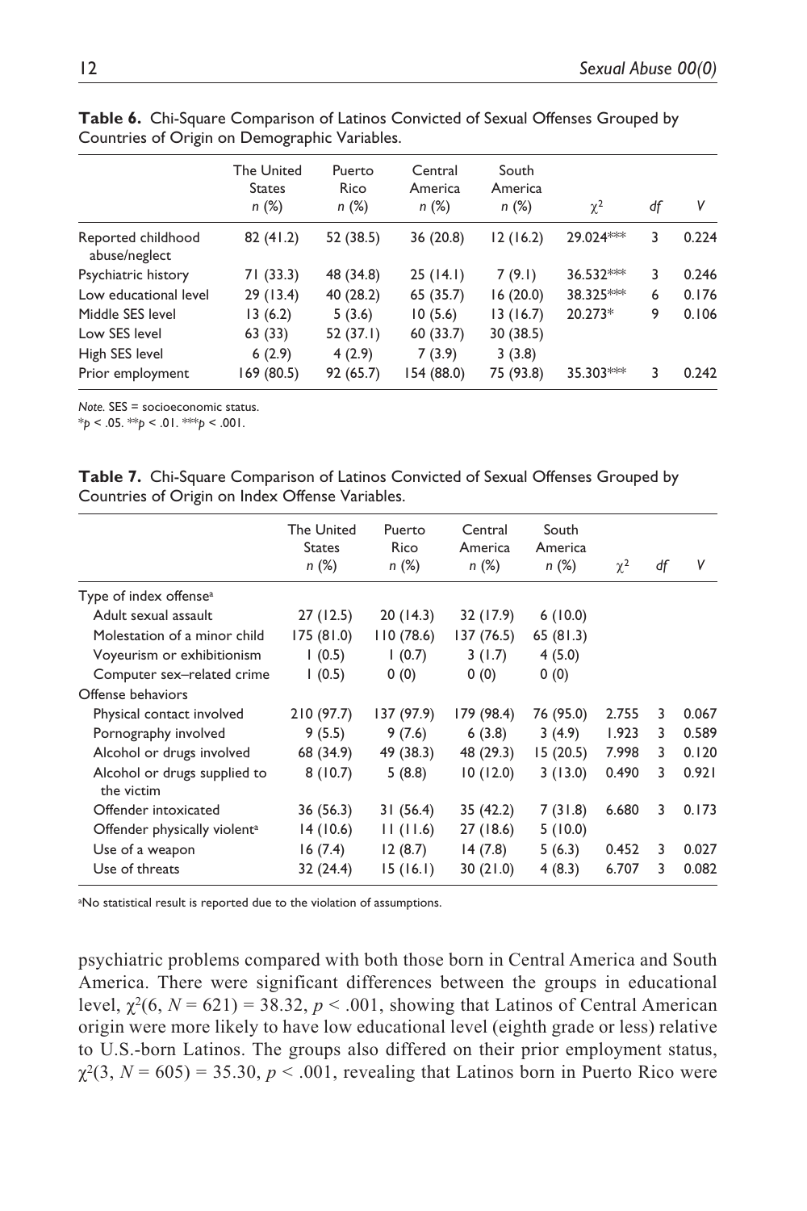**Table 6.** Chi-Square Comparison of Latinos Convicted of Sexual Offenses Grouped by Countries of Origin on Demographic Variables.

| | The United States n (%) | Puerto Rico n (%) | Central America n (%) | South America n (%) | $\chi^2$ | df | V |
|---|---|---|---|---|---|---|---|
| Reported childhood abuse/neglect | 82 (41.2) | 52 (38.5) | 36 (20.8) | 12 (16.2) | 29.024*** | 3 | 0.224 |
| Psychiatric history | 71 (33.3) | 48 (34.8) | 25 (14.1) | 7 (9.1) | 36.532*** | 3 | 0.246 |
| Low educational level | 29 (13.4) | 40 (28.2) | 65 (35.7) | 16 (20.0) | 38.325*** | 6 | 0.176 |
| Middle SES level | 13 (6.2) | 5 (3.6) | 10 (5.6) | 13 (16.7) | 20.273* | 9 | 0.106 |
| Low SES level | 63 (33) | 52 (37.1) | 60 (33.7) | 30 (38.5) | | | |
| High SES level | 6 (2.9) | 4 (2.9) | 7 (3.9) | 3 (3.8) | | | |
| Prior employment | 169 (80.5) | 92 (65.7) | 154 (88.0) | 75 (93.8) | 35.303*** | 3 | 0.242 |

*Note.* SES = socioeconomic status.
*$p < .05$. **$p < .01$. ***$p < .001$.

**Table 7.** Chi-Square Comparison of Latinos Convicted of Sexual Offenses Grouped by Countries of Origin on Index Offense Variables.

| | The United States n (%) | Puerto Rico n (%) | Central America n (%) | South America n (%) | $\chi^2$ | df | V |
|---|---|---|---|---|---|---|---|
| Type of index offense[a] | | | | | | | |
| Adult sexual assault | 27 (12.5) | 20 (14.3) | 32 (17.9) | 6 (10.0) | | | |
| Molestation of a minor child | 175 (81.0) | 110 (78.6) | 137 (76.5) | 65 (81.3) | | | |
| Voyeurism or exhibitionism | 1 (0.5) | 1 (0.7) | 3 (1.7) | 4 (5.0) | | | |
| Computer sex–related crime | 1 (0.5) | 0 (0) | 0 (0) | 0 (0) | | | |
| Offense behaviors | | | | | | | |
| Physical contact involved | 210 (97.7) | 137 (97.9) | 179 (98.4) | 76 (95.0) | 2.755 | 3 | 0.067 |
| Pornography involved | 9 (5.5) | 9 (7.6) | 6 (3.8) | 3 (4.9) | 1.923 | 3 | 0.589 |
| Alcohol or drugs involved | 68 (34.9) | 49 (38.3) | 48 (29.3) | 15 (20.5) | 7.998 | 3 | 0.120 |
| Alcohol or drugs supplied to the victim | 8 (10.7) | 5 (8.8) | 10 (12.0) | 3 (13.0) | 0.490 | 3 | 0.921 |
| Offender intoxicated | 36 (56.3) | 31 (56.4) | 35 (42.2) | 7 (31.8) | 6.680 | 3 | 0.173 |
| Offender physically violent[a] | 14 (10.6) | 11 (11.6) | 27 (18.6) | 5 (10.0) | | | |
| Use of a weapon | 16 (7.4) | 12 (8.7) | 14 (7.8) | 5 (6.3) | 0.452 | 3 | 0.027 |
| Use of threats | 32 (24.4) | 15 (16.1) | 30 (21.0) | 4 (8.3) | 6.707 | 3 | 0.082 |

[a]No statistical result is reported due to the violation of assumptions.

psychiatric problems compared with both those born in Central America and South America. There were significant differences between the groups in educational level, $\chi^2(6, N = 621) = 38.32$, $p < .001$, showing that Latinos of Central American origin were more likely to have low educational level (eighth grade or less) relative to U.S.-born Latinos. The groups also differed on their prior employment status, $\chi^2(3, N = 605) = 35.30$, $p < .001$, revealing that Latinos born in Puerto Rico were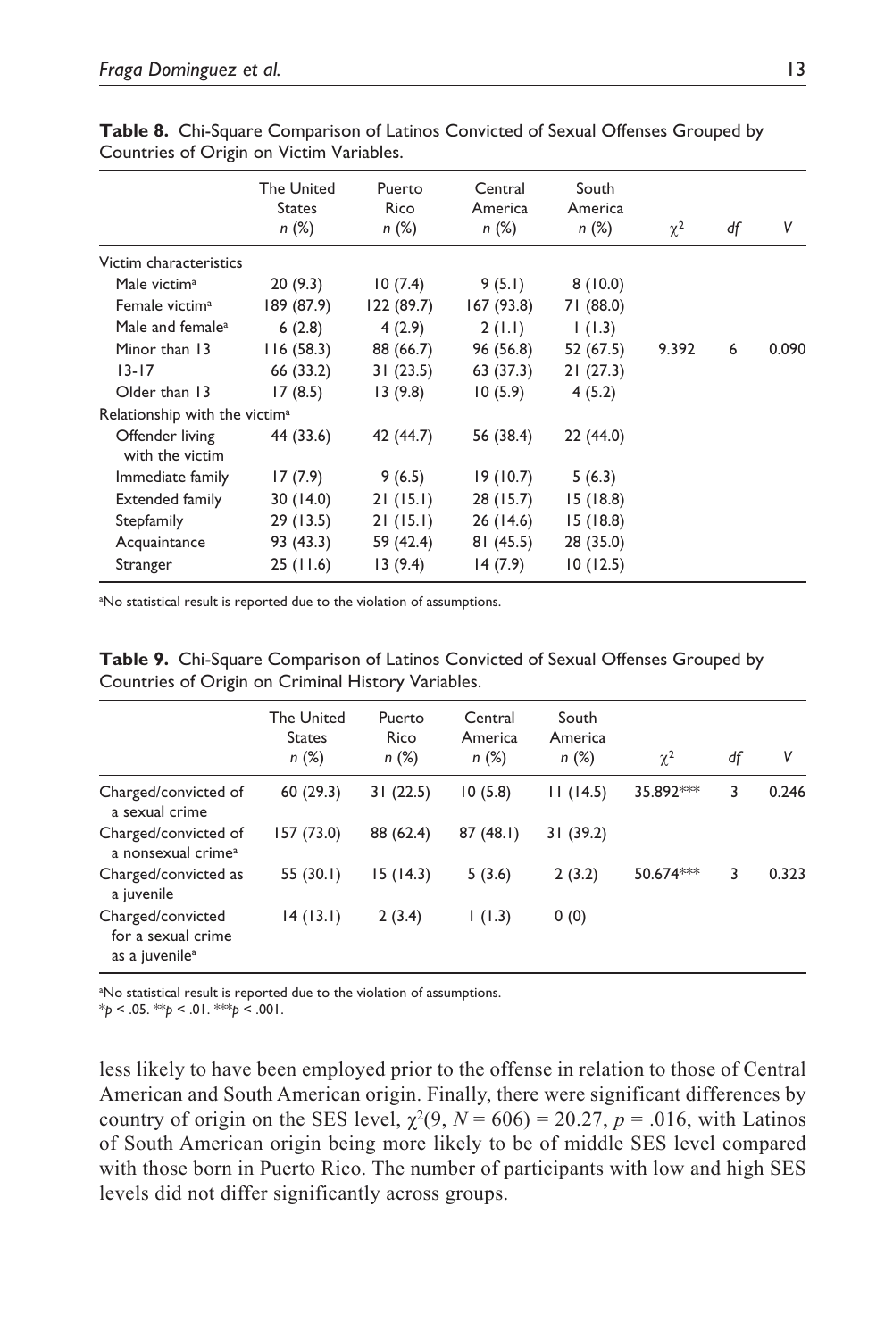**Table 8.** Chi-Square Comparison of Latinos Convicted of Sexual Offenses Grouped by Countries of Origin on Victim Variables.

| | The United States n (%) | Puerto Rico n (%) | Central America n (%) | South America n (%) | $\chi^2$ | df | V |
|---|---|---|---|---|---|---|---|
| Victim characteristics | | | | | | | |
| Male victim[a] | 20 (9.3) | 10 (7.4) | 9 (5.1) | 8 (10.0) | | | |
| Female victim[a] | 189 (87.9) | 122 (89.7) | 167 (93.8) | 71 (88.0) | | | |
| Male and female[a] | 6 (2.8) | 4 (2.9) | 2 (1.1) | 1 (1.3) | | | |
| Minor than 13 | 116 (58.3) | 88 (66.7) | 96 (56.8) | 52 (67.5) | 9.392 | 6 | 0.090 |
| 13-17 | 66 (33.2) | 31 (23.5) | 63 (37.3) | 21 (27.3) | | | |
| Older than 13 | 17 (8.5) | 13 (9.8) | 10 (5.9) | 4 (5.2) | | | |
| Relationship with the victim[a] | | | | | | | |
| Offender living with the victim | 44 (33.6) | 42 (44.7) | 56 (38.4) | 22 (44.0) | | | |
| Immediate family | 17 (7.9) | 9 (6.5) | 19 (10.7) | 5 (6.3) | | | |
| Extended family | 30 (14.0) | 21 (15.1) | 28 (15.7) | 15 (18.8) | | | |
| Stepfamily | 29 (13.5) | 21 (15.1) | 26 (14.6) | 15 (18.8) | | | |
| Acquaintance | 93 (43.3) | 59 (42.4) | 81 (45.5) | 28 (35.0) | | | |
| Stranger | 25 (11.6) | 13 (9.4) | 14 (7.9) | 10 (12.5) | | | |

[a]No statistical result is reported due to the violation of assumptions.

**Table 9.** Chi-Square Comparison of Latinos Convicted of Sexual Offenses Grouped by Countries of Origin on Criminal History Variables.

| | The United States n (%) | Puerto Rico n (%) | Central America n (%) | South America n (%) | $\chi^2$ | df | V |
|---|---|---|---|---|---|---|---|
| Charged/convicted of a sexual crime | 60 (29.3) | 31 (22.5) | 10 (5.8) | 11 (14.5) | 35.892*** | 3 | 0.246 |
| Charged/convicted of a nonsexual crime[a] | 157 (73.0) | 88 (62.4) | 87 (48.1) | 31 (39.2) | | | |
| Charged/convicted as a juvenile | 55 (30.1) | 15 (14.3) | 5 (3.6) | 2 (3.2) | 50.674*** | 3 | 0.323 |
| Charged/convicted for a sexual crime as a juvenile[a] | 14 (13.1) | 2 (3.4) | 1 (1.3) | 0 (0) | | | |

[a]No statistical result is reported due to the violation of assumptions.
*$p < .05$. **$p < .01$. ***$p < .001$.

less likely to have been employed prior to the offense in relation to those of Central American and South American origin. Finally, there were significant differences by country of origin on the SES level, $\chi^2(9, N = 606) = 20.27$, $p = .016$, with Latinos of South American origin being more likely to be of middle SES level compared with those born in Puerto Rico. The number of participants with low and high SES levels did not differ significantly across groups.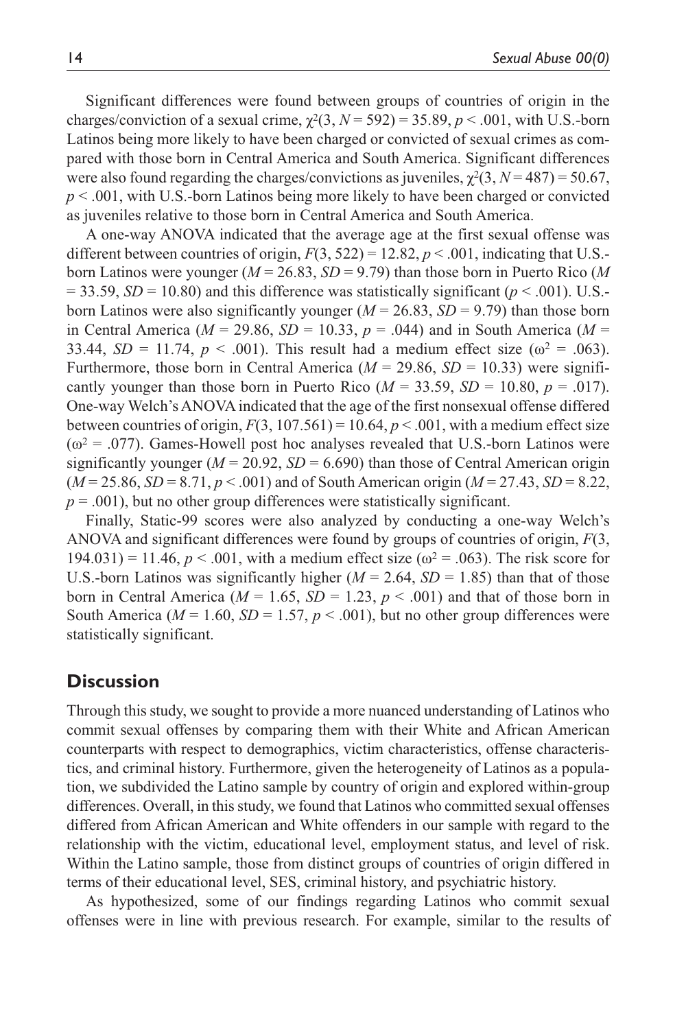Significant differences were found between groups of countries of origin in the charges/conviction of a sexual crime, $\chi^2(3, N = 592) = 35.89$, $p < .001$, with U.S.-born Latinos being more likely to have been charged or convicted of sexual crimes as compared with those born in Central America and South America. Significant differences were also found regarding the charges/convictions as juveniles, $\chi^2(3, N = 487) = 50.67$, $p < .001$, with U.S.-born Latinos being more likely to have been charged or convicted as juveniles relative to those born in Central America and South America.

A one-way ANOVA indicated that the average age at the first sexual offense was different between countries of origin, $F(3, 522) = 12.82$, $p < .001$, indicating that U.S.-born Latinos were younger ($M = 26.83$, $SD = 9.79$) than those born in Puerto Rico ($M = 33.59$, $SD = 10.80$) and this difference was statistically significant ($p < .001$). U.S.-born Latinos were also significantly younger ($M = 26.83$, $SD = 9.79$) than those born in Central America ($M = 29.86$, $SD = 10.33$, $p = .044$) and in South America ($M = 33.44$, $SD = 11.74$, $p < .001$). This result had a medium effect size ($\omega^2 = .063$). Furthermore, those born in Central America ($M = 29.86$, $SD = 10.33$) were significantly younger than those born in Puerto Rico ($M = 33.59$, $SD = 10.80$, $p = .017$). One-way Welch's ANOVA indicated that the age of the first nonsexual offense differed between countries of origin, $F(3, 107.561) = 10.64$, $p < .001$, with a medium effect size ($\omega^2 = .077$). Games-Howell post hoc analyses revealed that U.S.-born Latinos were significantly younger ($M = 20.92$, $SD = 6.690$) than those of Central American origin ($M = 25.86$, $SD = 8.71$, $p < .001$) and of South American origin ($M = 27.43$, $SD = 8.22$, $p = .001$), but no other group differences were statistically significant.

Finally, Static-99 scores were also analyzed by conducting a one-way Welch's ANOVA and significant differences were found by groups of countries of origin, $F(3, 194.031) = 11.46$, $p < .001$, with a medium effect size ($\omega^2 = .063$). The risk score for U.S.-born Latinos was significantly higher ($M = 2.64$, $SD = 1.85$) than that of those born in Central America ($M = 1.65$, $SD = 1.23$, $p < .001$) and that of those born in South America ($M = 1.60$, $SD = 1.57$, $p < .001$), but no other group differences were statistically significant.

## Discussion

Through this study, we sought to provide a more nuanced understanding of Latinos who commit sexual offenses by comparing them with their White and African American counterparts with respect to demographics, victim characteristics, offense characteristics, and criminal history. Furthermore, given the heterogeneity of Latinos as a population, we subdivided the Latino sample by country of origin and explored within-group differences. Overall, in this study, we found that Latinos who committed sexual offenses differed from African American and White offenders in our sample with regard to the relationship with the victim, educational level, employment status, and level of risk. Within the Latino sample, those from distinct groups of countries of origin differed in terms of their educational level, SES, criminal history, and psychiatric history.

As hypothesized, some of our findings regarding Latinos who commit sexual offenses were in line with previous research. For example, similar to the results of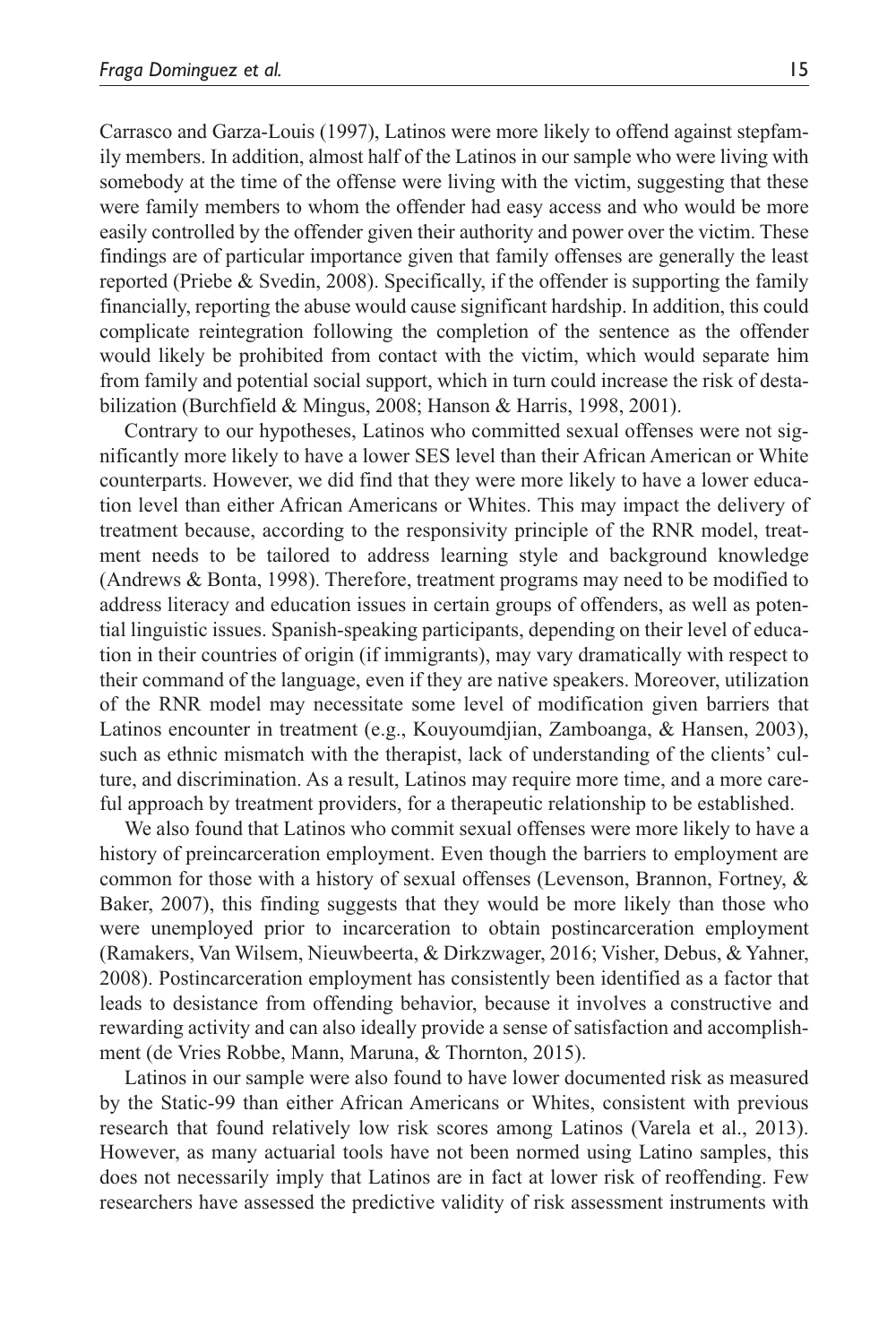Carrasco and Garza-Louis (1997), Latinos were more likely to offend against stepfamily members. In addition, almost half of the Latinos in our sample who were living with somebody at the time of the offense were living with the victim, suggesting that these were family members to whom the offender had easy access and who would be more easily controlled by the offender given their authority and power over the victim. These findings are of particular importance given that family offenses are generally the least reported (Priebe & Svedin, 2008). Specifically, if the offender is supporting the family financially, reporting the abuse would cause significant hardship. In addition, this could complicate reintegration following the completion of the sentence as the offender would likely be prohibited from contact with the victim, which would separate him from family and potential social support, which in turn could increase the risk of destabilization (Burchfield & Mingus, 2008; Hanson & Harris, 1998, 2001).

Contrary to our hypotheses, Latinos who committed sexual offenses were not significantly more likely to have a lower SES level than their African American or White counterparts. However, we did find that they were more likely to have a lower education level than either African Americans or Whites. This may impact the delivery of treatment because, according to the responsivity principle of the RNR model, treatment needs to be tailored to address learning style and background knowledge (Andrews & Bonta, 1998). Therefore, treatment programs may need to be modified to address literacy and education issues in certain groups of offenders, as well as potential linguistic issues. Spanish-speaking participants, depending on their level of education in their countries of origin (if immigrants), may vary dramatically with respect to their command of the language, even if they are native speakers. Moreover, utilization of the RNR model may necessitate some level of modification given barriers that Latinos encounter in treatment (e.g., Kouyoumdjian, Zamboanga, & Hansen, 2003), such as ethnic mismatch with the therapist, lack of understanding of the clients' culture, and discrimination. As a result, Latinos may require more time, and a more careful approach by treatment providers, for a therapeutic relationship to be established.

We also found that Latinos who commit sexual offenses were more likely to have a history of preincarceration employment. Even though the barriers to employment are common for those with a history of sexual offenses (Levenson, Brannon, Fortney, & Baker, 2007), this finding suggests that they would be more likely than those who were unemployed prior to incarceration to obtain postincarceration employment (Ramakers, Van Wilsem, Nieuwbeerta, & Dirkzwager, 2016; Visher, Debus, & Yahner, 2008). Postincarceration employment has consistently been identified as a factor that leads to desistance from offending behavior, because it involves a constructive and rewarding activity and can also ideally provide a sense of satisfaction and accomplishment (de Vries Robbe, Mann, Maruna, & Thornton, 2015).

Latinos in our sample were also found to have lower documented risk as measured by the Static-99 than either African Americans or Whites, consistent with previous research that found relatively low risk scores among Latinos (Varela et al., 2013). However, as many actuarial tools have not been normed using Latino samples, this does not necessarily imply that Latinos are in fact at lower risk of reoffending. Few researchers have assessed the predictive validity of risk assessment instruments with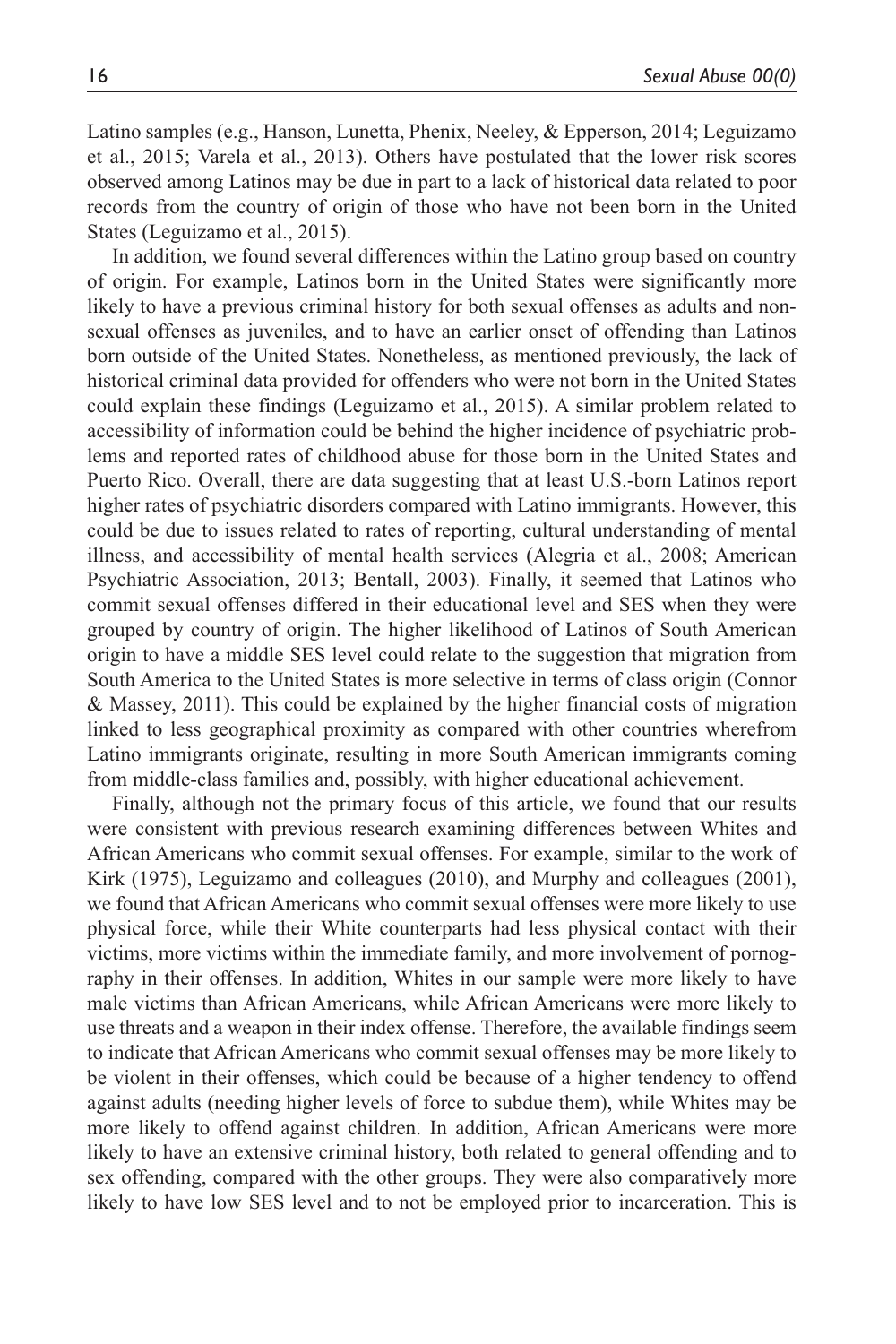Latino samples (e.g., Hanson, Lunetta, Phenix, Neeley, & Epperson, 2014; Leguizamo et al., 2015; Varela et al., 2013). Others have postulated that the lower risk scores observed among Latinos may be due in part to a lack of historical data related to poor records from the country of origin of those who have not been born in the United States (Leguizamo et al., 2015).

In addition, we found several differences within the Latino group based on country of origin. For example, Latinos born in the United States were significantly more likely to have a previous criminal history for both sexual offenses as adults and nonsexual offenses as juveniles, and to have an earlier onset of offending than Latinos born outside of the United States. Nonetheless, as mentioned previously, the lack of historical criminal data provided for offenders who were not born in the United States could explain these findings (Leguizamo et al., 2015). A similar problem related to accessibility of information could be behind the higher incidence of psychiatric problems and reported rates of childhood abuse for those born in the United States and Puerto Rico. Overall, there are data suggesting that at least U.S.-born Latinos report higher rates of psychiatric disorders compared with Latino immigrants. However, this could be due to issues related to rates of reporting, cultural understanding of mental illness, and accessibility of mental health services (Alegria et al., 2008; American Psychiatric Association, 2013; Bentall, 2003). Finally, it seemed that Latinos who commit sexual offenses differed in their educational level and SES when they were grouped by country of origin. The higher likelihood of Latinos of South American origin to have a middle SES level could relate to the suggestion that migration from South America to the United States is more selective in terms of class origin (Connor & Massey, 2011). This could be explained by the higher financial costs of migration linked to less geographical proximity as compared with other countries wherefrom Latino immigrants originate, resulting in more South American immigrants coming from middle-class families and, possibly, with higher educational achievement.

Finally, although not the primary focus of this article, we found that our results were consistent with previous research examining differences between Whites and African Americans who commit sexual offenses. For example, similar to the work of Kirk (1975), Leguizamo and colleagues (2010), and Murphy and colleagues (2001), we found that African Americans who commit sexual offenses were more likely to use physical force, while their White counterparts had less physical contact with their victims, more victims within the immediate family, and more involvement of pornography in their offenses. In addition, Whites in our sample were more likely to have male victims than African Americans, while African Americans were more likely to use threats and a weapon in their index offense. Therefore, the available findings seem to indicate that African Americans who commit sexual offenses may be more likely to be violent in their offenses, which could be because of a higher tendency to offend against adults (needing higher levels of force to subdue them), while Whites may be more likely to offend against children. In addition, African Americans were more likely to have an extensive criminal history, both related to general offending and to sex offending, compared with the other groups. They were also comparatively more likely to have low SES level and to not be employed prior to incarceration. This is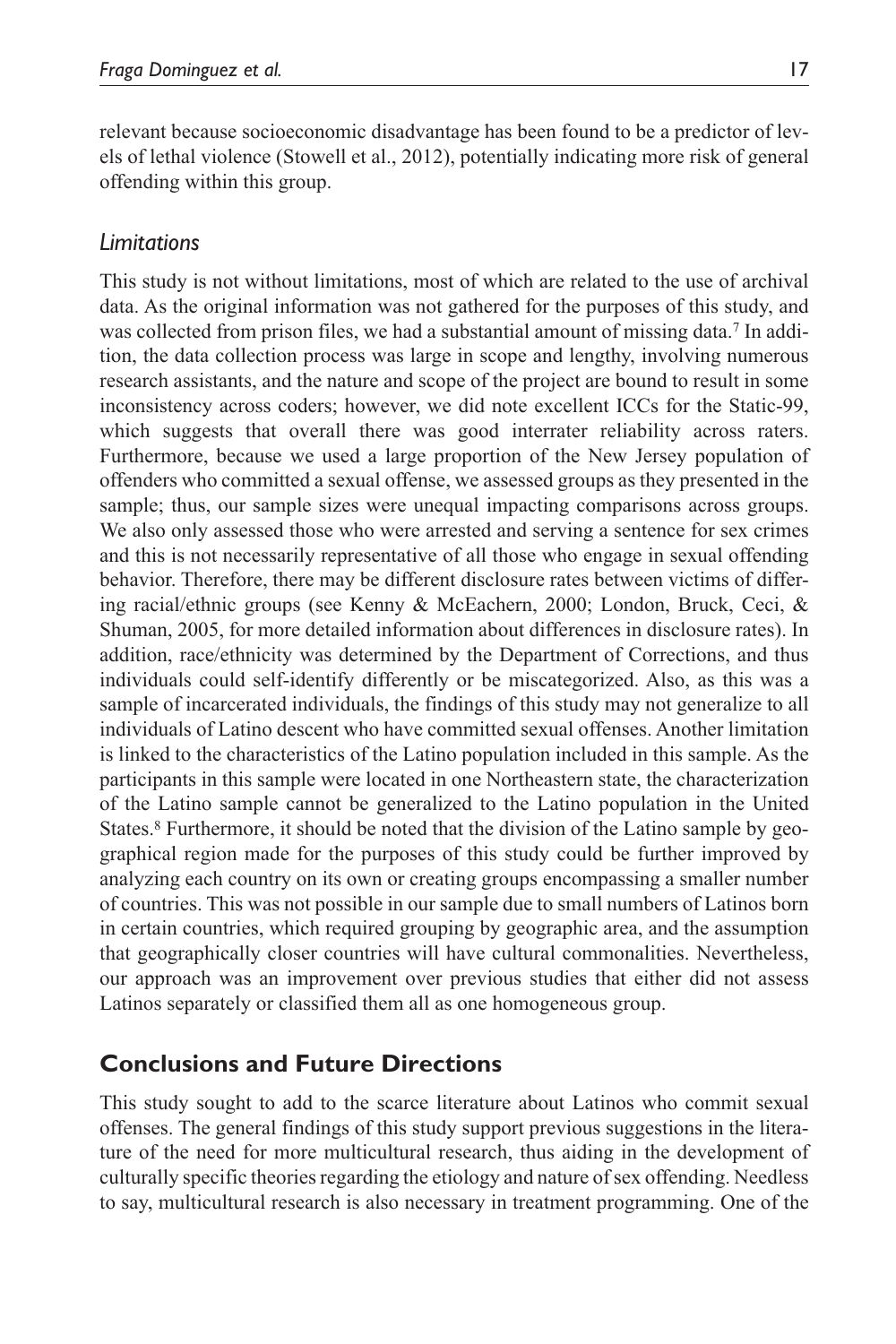relevant because socioeconomic disadvantage has been found to be a predictor of levels of lethal violence (Stowell et al., 2012), potentially indicating more risk of general offending within this group.

### *Limitations*

This study is not without limitations, most of which are related to the use of archival data. As the original information was not gathered for the purposes of this study, and was collected from prison files, we had a substantial amount of missing data.[7] In addition, the data collection process was large in scope and lengthy, involving numerous research assistants, and the nature and scope of the project are bound to result in some inconsistency across coders; however, we did note excellent ICCs for the Static-99, which suggests that overall there was good interrater reliability across raters. Furthermore, because we used a large proportion of the New Jersey population of offenders who committed a sexual offense, we assessed groups as they presented in the sample; thus, our sample sizes were unequal impacting comparisons across groups. We also only assessed those who were arrested and serving a sentence for sex crimes and this is not necessarily representative of all those who engage in sexual offending behavior. Therefore, there may be different disclosure rates between victims of differing racial/ethnic groups (see Kenny & McEachern, 2000; London, Bruck, Ceci, & Shuman, 2005, for more detailed information about differences in disclosure rates). In addition, race/ethnicity was determined by the Department of Corrections, and thus individuals could self-identify differently or be miscategorized. Also, as this was a sample of incarcerated individuals, the findings of this study may not generalize to all individuals of Latino descent who have committed sexual offenses. Another limitation is linked to the characteristics of the Latino population included in this sample. As the participants in this sample were located in one Northeastern state, the characterization of the Latino sample cannot be generalized to the Latino population in the United States.[8] Furthermore, it should be noted that the division of the Latino sample by geographical region made for the purposes of this study could be further improved by analyzing each country on its own or creating groups encompassing a smaller number of countries. This was not possible in our sample due to small numbers of Latinos born in certain countries, which required grouping by geographic area, and the assumption that geographically closer countries will have cultural commonalities. Nevertheless, our approach was an improvement over previous studies that either did not assess Latinos separately or classified them all as one homogeneous group.

## Conclusions and Future Directions

This study sought to add to the scarce literature about Latinos who commit sexual offenses. The general findings of this study support previous suggestions in the literature of the need for more multicultural research, thus aiding in the development of culturally specific theories regarding the etiology and nature of sex offending. Needless to say, multicultural research is also necessary in treatment programming. One of the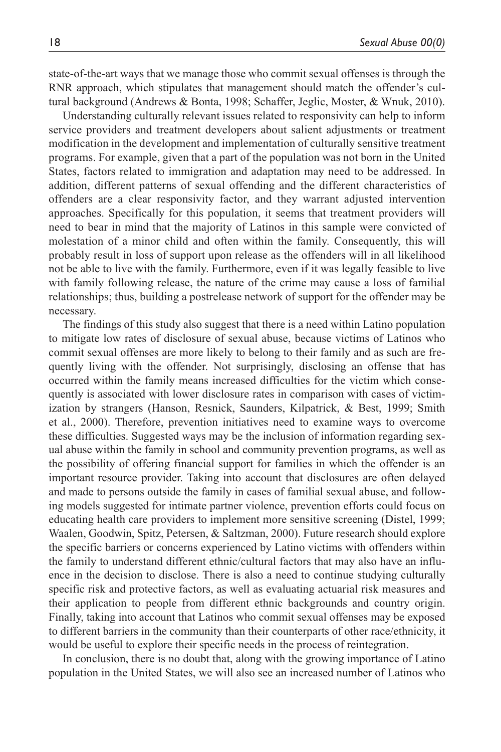state-of-the-art ways that we manage those who commit sexual offenses is through the RNR approach, which stipulates that management should match the offender's cultural background (Andrews & Bonta, 1998; Schaffer, Jeglic, Moster, & Wnuk, 2010).

Understanding culturally relevant issues related to responsivity can help to inform service providers and treatment developers about salient adjustments or treatment modification in the development and implementation of culturally sensitive treatment programs. For example, given that a part of the population was not born in the United States, factors related to immigration and adaptation may need to be addressed. In addition, different patterns of sexual offending and the different characteristics of offenders are a clear responsivity factor, and they warrant adjusted intervention approaches. Specifically for this population, it seems that treatment providers will need to bear in mind that the majority of Latinos in this sample were convicted of molestation of a minor child and often within the family. Consequently, this will probably result in loss of support upon release as the offenders will in all likelihood not be able to live with the family. Furthermore, even if it was legally feasible to live with family following release, the nature of the crime may cause a loss of familial relationships; thus, building a postrelease network of support for the offender may be necessary.

The findings of this study also suggest that there is a need within Latino population to mitigate low rates of disclosure of sexual abuse, because victims of Latinos who commit sexual offenses are more likely to belong to their family and as such are frequently living with the offender. Not surprisingly, disclosing an offense that has occurred within the family means increased difficulties for the victim which consequently is associated with lower disclosure rates in comparison with cases of victimization by strangers (Hanson, Resnick, Saunders, Kilpatrick, & Best, 1999; Smith et al., 2000). Therefore, prevention initiatives need to examine ways to overcome these difficulties. Suggested ways may be the inclusion of information regarding sexual abuse within the family in school and community prevention programs, as well as the possibility of offering financial support for families in which the offender is an important resource provider. Taking into account that disclosures are often delayed and made to persons outside the family in cases of familial sexual abuse, and following models suggested for intimate partner violence, prevention efforts could focus on educating health care providers to implement more sensitive screening (Distel, 1999; Waalen, Goodwin, Spitz, Petersen, & Saltzman, 2000). Future research should explore the specific barriers or concerns experienced by Latino victims with offenders within the family to understand different ethnic/cultural factors that may also have an influence in the decision to disclose. There is also a need to continue studying culturally specific risk and protective factors, as well as evaluating actuarial risk measures and their application to people from different ethnic backgrounds and country origin. Finally, taking into account that Latinos who commit sexual offenses may be exposed to different barriers in the community than their counterparts of other race/ethnicity, it would be useful to explore their specific needs in the process of reintegration.

In conclusion, there is no doubt that, along with the growing importance of Latino population in the United States, we will also see an increased number of Latinos who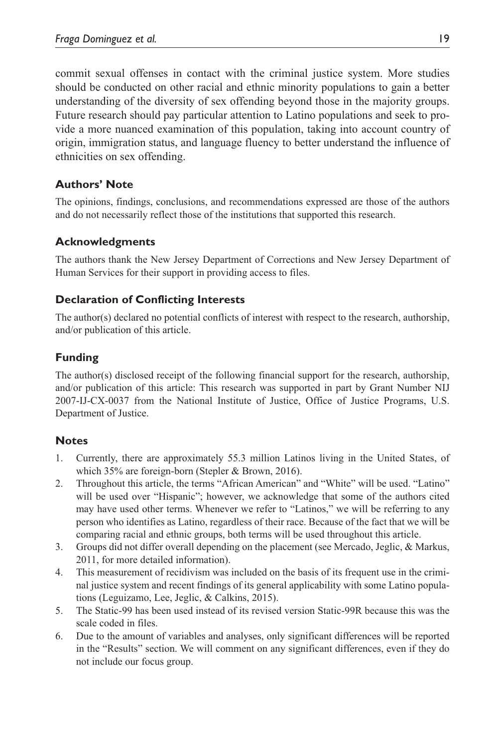commit sexual offenses in contact with the criminal justice system. More studies should be conducted on other racial and ethnic minority populations to gain a better understanding of the diversity of sex offending beyond those in the majority groups. Future research should pay particular attention to Latino populations and seek to provide a more nuanced examination of this population, taking into account country of origin, immigration status, and language fluency to better understand the influence of ethnicities on sex offending.

## Authors' Note

The opinions, findings, conclusions, and recommendations expressed are those of the authors and do not necessarily reflect those of the institutions that supported this research.

## Acknowledgments

The authors thank the New Jersey Department of Corrections and New Jersey Department of Human Services for their support in providing access to files.

## Declaration of Conflicting Interests

The author(s) declared no potential conflicts of interest with respect to the research, authorship, and/or publication of this article.

## Funding

The author(s) disclosed receipt of the following financial support for the research, authorship, and/or publication of this article: This research was supported in part by Grant Number NIJ 2007-IJ-CX-0037 from the National Institute of Justice, Office of Justice Programs, U.S. Department of Justice.

## Notes

1. Currently, there are approximately 55.3 million Latinos living in the United States, of which 35% are foreign-born (Stepler & Brown, 2016).
2. Throughout this article, the terms "African American" and "White" will be used. "Latino" will be used over "Hispanic"; however, we acknowledge that some of the authors cited may have used other terms. Whenever we refer to "Latinos," we will be referring to any person who identifies as Latino, regardless of their race. Because of the fact that we will be comparing racial and ethnic groups, both terms will be used throughout this article.
3. Groups did not differ overall depending on the placement (see Mercado, Jeglic, & Markus, 2011, for more detailed information).
4. This measurement of recidivism was included on the basis of its frequent use in the criminal justice system and recent findings of its general applicability with some Latino populations (Leguizamo, Lee, Jeglic, & Calkins, 2015).
5. The Static-99 has been used instead of its revised version Static-99R because this was the scale coded in files.
6. Due to the amount of variables and analyses, only significant differences will be reported in the "Results" section. We will comment on any significant differences, even if they do not include our focus group.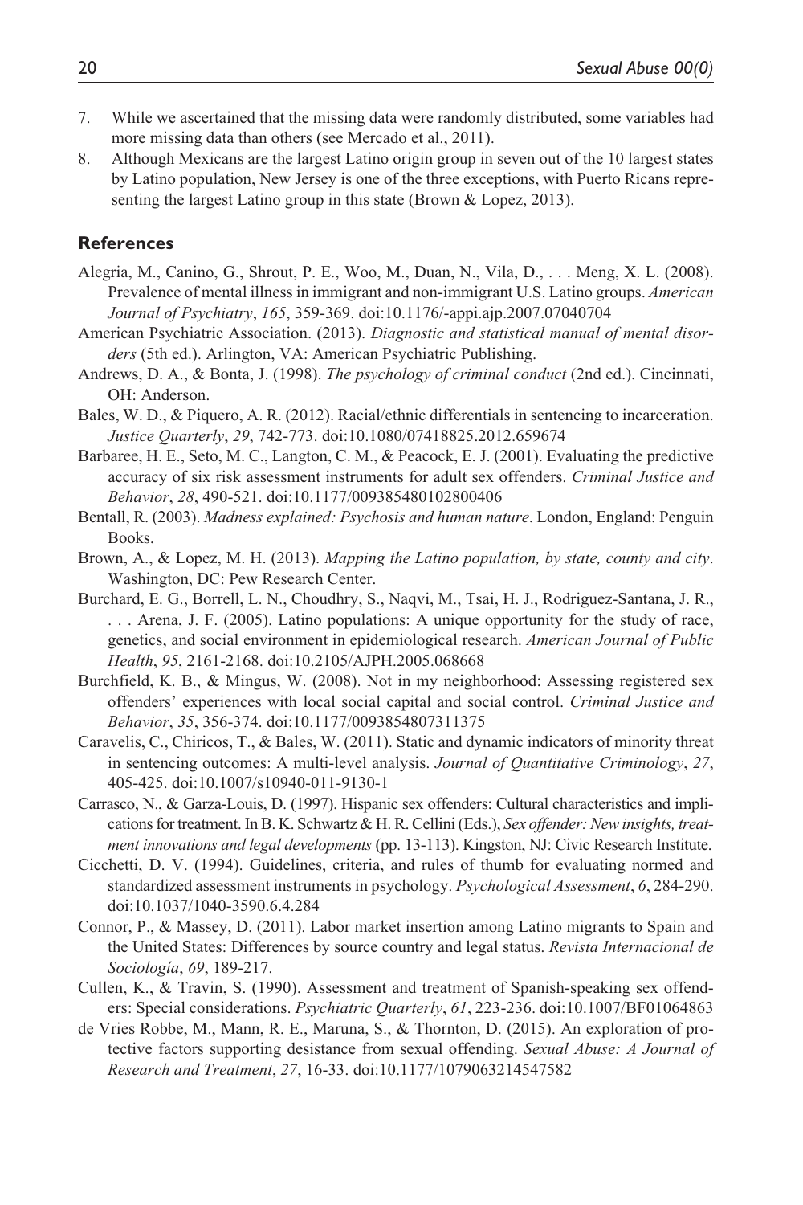7. While we ascertained that the missing data were randomly distributed, some variables had more missing data than others (see Mercado et al., 2011).
8. Although Mexicans are the largest Latino origin group in seven out of the 10 largest states by Latino population, New Jersey is one of the three exceptions, with Puerto Ricans representing the largest Latino group in this state (Brown & Lopez, 2013).

## References

Alegria, M., Canino, G., Shrout, P. E., Woo, M., Duan, N., Vila, D., . . . Meng, X. L. (2008). Prevalence of mental illness in immigrant and non-immigrant U.S. Latino groups. *American Journal of Psychiatry*, *165*, 359-369. doi:10.1176/-appi.ajp.2007.07040704

American Psychiatric Association. (2013). *Diagnostic and statistical manual of mental disorders* (5th ed.). Arlington, VA: American Psychiatric Publishing.

Andrews, D. A., & Bonta, J. (1998). *The psychology of criminal conduct* (2nd ed.). Cincinnati, OH: Anderson.

Bales, W. D., & Piquero, A. R. (2012). Racial/ethnic differentials in sentencing to incarceration. *Justice Quarterly*, *29*, 742-773. doi:10.1080/07418825.2012.659674

Barbaree, H. E., Seto, M. C., Langton, C. M., & Peacock, E. J. (2001). Evaluating the predictive accuracy of six risk assessment instruments for adult sex offenders. *Criminal Justice and Behavior*, *28*, 490-521. doi:10.1177/009385480102800406

Bentall, R. (2003). *Madness explained: Psychosis and human nature*. London, England: Penguin Books.

Brown, A., & Lopez, M. H. (2013). *Mapping the Latino population, by state, county and city*. Washington, DC: Pew Research Center.

Burchard, E. G., Borrell, L. N., Choudhry, S., Naqvi, M., Tsai, H. J., Rodriguez-Santana, J. R., . . . Arena, J. F. (2005). Latino populations: A unique opportunity for the study of race, genetics, and social environment in epidemiological research. *American Journal of Public Health*, *95*, 2161-2168. doi:10.2105/AJPH.2005.068668

Burchfield, K. B., & Mingus, W. (2008). Not in my neighborhood: Assessing registered sex offenders' experiences with local social capital and social control. *Criminal Justice and Behavior*, *35*, 356-374. doi:10.1177/0093854807311375

Caravelis, C., Chiricos, T., & Bales, W. (2011). Static and dynamic indicators of minority threat in sentencing outcomes: A multi-level analysis. *Journal of Quantitative Criminology*, *27*, 405-425. doi:10.1007/s10940-011-9130-1

Carrasco, N., & Garza-Louis, D. (1997). Hispanic sex offenders: Cultural characteristics and implications for treatment. In B. K. Schwartz & H. R. Cellini (Eds.), *Sex offender: New insights, treatment innovations and legal developments* (pp. 13-113). Kingston, NJ: Civic Research Institute.

Cicchetti, D. V. (1994). Guidelines, criteria, and rules of thumb for evaluating normed and standardized assessment instruments in psychology. *Psychological Assessment*, *6*, 284-290. doi:10.1037/1040-3590.6.4.284

Connor, P., & Massey, D. (2011). Labor market insertion among Latino migrants to Spain and the United States: Differences by source country and legal status. *Revista Internacional de Sociología*, *69*, 189-217.

Cullen, K., & Travin, S. (1990). Assessment and treatment of Spanish-speaking sex offenders: Special considerations. *Psychiatric Quarterly*, *61*, 223-236. doi:10.1007/BF01064863

de Vries Robbe, M., Mann, R. E., Maruna, S., & Thornton, D. (2015). An exploration of protective factors supporting desistance from sexual offending. *Sexual Abuse: A Journal of Research and Treatment*, *27*, 16-33. doi:10.1177/1079063214547582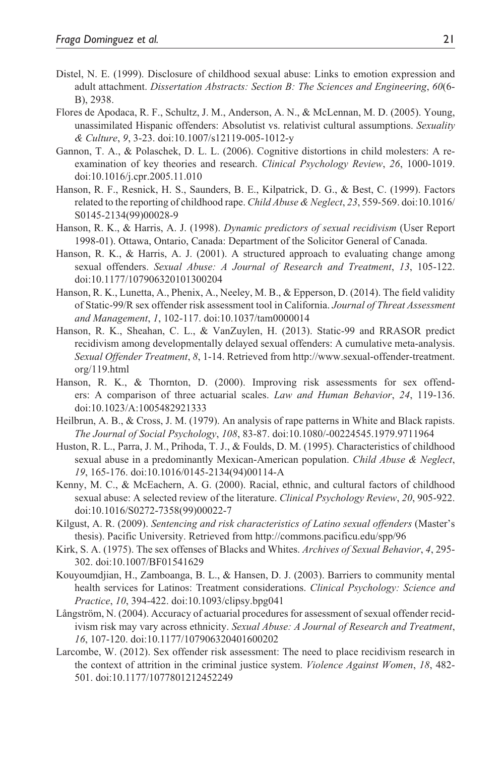Distel, N. E. (1999). Disclosure of childhood sexual abuse: Links to emotion expression and adult attachment. *Dissertation Abstracts: Section B: The Sciences and Engineering*, *60*(6-B), 2938.

Flores de Apodaca, R. F., Schultz, J. M., Anderson, A. N., & McLennan, M. D. (2005). Young, unassimilated Hispanic offenders: Absolutist vs. relativist cultural assumptions. *Sexuality & Culture*, *9*, 3-23. doi:10.1007/s12119-005-1012-y

Gannon, T. A., & Polaschek, D. L. L. (2006). Cognitive distortions in child molesters: A re-examination of key theories and research. *Clinical Psychology Review*, *26*, 1000-1019. doi:10.1016/j.cpr.2005.11.010

Hanson, R. F., Resnick, H. S., Saunders, B. E., Kilpatrick, D. G., & Best, C. (1999). Factors related to the reporting of childhood rape. *Child Abuse & Neglect*, *23*, 559-569. doi:10.1016/S0145-2134(99)00028-9

Hanson, R. K., & Harris, A. J. (1998). *Dynamic predictors of sexual recidivism* (User Report 1998-01). Ottawa, Ontario, Canada: Department of the Solicitor General of Canada.

Hanson, R. K., & Harris, A. J. (2001). A structured approach to evaluating change among sexual offenders. *Sexual Abuse: A Journal of Research and Treatment*, *13*, 105-122. doi:10.1177/107906320101300204

Hanson, R. K., Lunetta, A., Phenix, A., Neeley, M. B., & Epperson, D. (2014). The field validity of Static-99/R sex offender risk assessment tool in California. *Journal of Threat Assessment and Management*, *1*, 102-117. doi:10.1037/tam0000014

Hanson, R. K., Sheahan, C. L., & VanZuylen, H. (2013). Static-99 and RRASOR predict recidivism among developmentally delayed sexual offenders: A cumulative meta-analysis. *Sexual Offender Treatment*, *8*, 1-14. Retrieved from http://www.sexual-offender-treatment.org/119.html

Hanson, R. K., & Thornton, D. (2000). Improving risk assessments for sex offenders: A comparison of three actuarial scales. *Law and Human Behavior*, *24*, 119-136. doi:10.1023/A:1005482921333

Heilbrun, A. B., & Cross, J. M. (1979). An analysis of rape patterns in White and Black rapists. *The Journal of Social Psychology*, *108*, 83-87. doi:10.1080/-00224545.1979.9711964

Huston, R. L., Parra, J. M., Prihoda, T. J., & Foulds, D. M. (1995). Characteristics of childhood sexual abuse in a predominantly Mexican-American population. *Child Abuse & Neglect*, *19*, 165-176. doi:10.1016/0145-2134(94)00114-A

Kenny, M. C., & McEachern, A. G. (2000). Racial, ethnic, and cultural factors of childhood sexual abuse: A selected review of the literature. *Clinical Psychology Review*, *20*, 905-922. doi:10.1016/S0272-7358(99)00022-7

Kilgust, A. R. (2009). *Sentencing and risk characteristics of Latino sexual offenders* (Master's thesis). Pacific University. Retrieved from http://commons.pacificu.edu/spp/96

Kirk, S. A. (1975). The sex offenses of Blacks and Whites. *Archives of Sexual Behavior*, *4*, 295-302. doi:10.1007/BF01541629

Kouyoumdjian, H., Zamboanga, B. L., & Hansen, D. J. (2003). Barriers to community mental health services for Latinos: Treatment considerations. *Clinical Psychology: Science and Practice*, *10*, 394-422. doi:10.1093/clipsy.bpg041

Långström, N. (2004). Accuracy of actuarial procedures for assessment of sexual offender recidivism risk may vary across ethnicity. *Sexual Abuse: A Journal of Research and Treatment*, *16*, 107-120. doi:10.1177/107906320401600202

Larcombe, W. (2012). Sex offender risk assessment: The need to place recidivism research in the context of attrition in the criminal justice system. *Violence Against Women*, *18*, 482-501. doi:10.1177/1077801212452249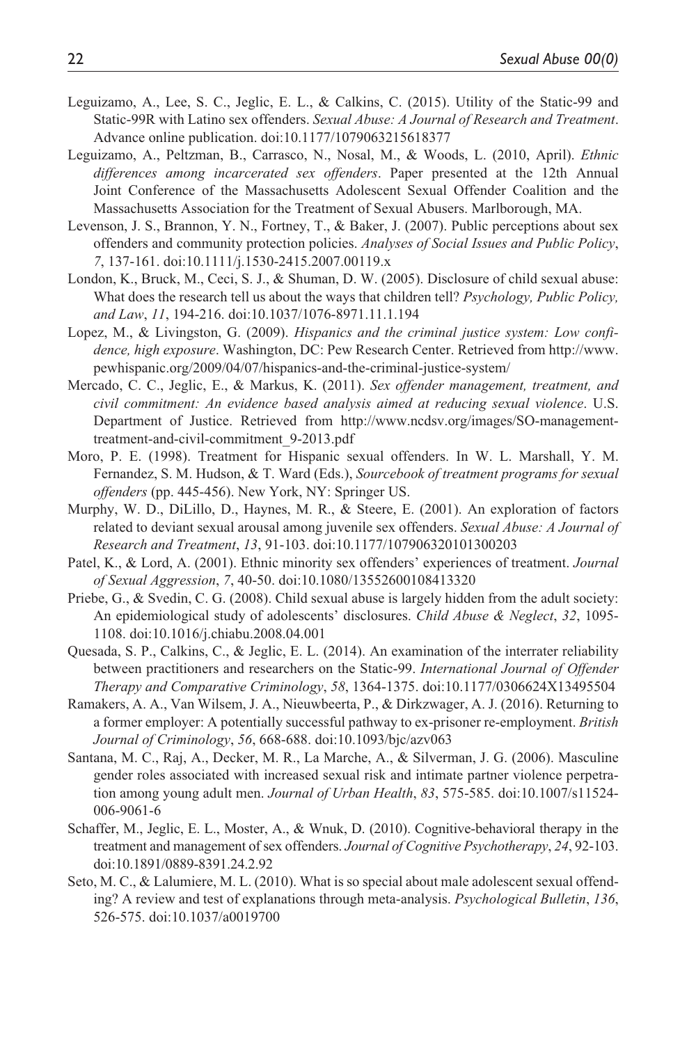Leguizamo, A., Lee, S. C., Jeglic, E. L., & Calkins, C. (2015). Utility of the Static-99 and Static-99R with Latino sex offenders. *Sexual Abuse: A Journal of Research and Treatment*. Advance online publication. doi:10.1177/1079063215618377

Leguizamo, A., Peltzman, B., Carrasco, N., Nosal, M., & Woods, L. (2010, April). *Ethnic differences among incarcerated sex offenders*. Paper presented at the 12th Annual Joint Conference of the Massachusetts Adolescent Sexual Offender Coalition and the Massachusetts Association for the Treatment of Sexual Abusers. Marlborough, MA.

Levenson, J. S., Brannon, Y. N., Fortney, T., & Baker, J. (2007). Public perceptions about sex offenders and community protection policies. *Analyses of Social Issues and Public Policy*, *7*, 137-161. doi:10.1111/j.1530-2415.2007.00119.x

London, K., Bruck, M., Ceci, S. J., & Shuman, D. W. (2005). Disclosure of child sexual abuse: What does the research tell us about the ways that children tell? *Psychology, Public Policy, and Law*, *11*, 194-216. doi:10.1037/1076-8971.11.1.194

Lopez, M., & Livingston, G. (2009). *Hispanics and the criminal justice system: Low confidence, high exposure*. Washington, DC: Pew Research Center. Retrieved from http://www.pewhispanic.org/2009/04/07/hispanics-and-the-criminal-justice-system/

Mercado, C. C., Jeglic, E., & Markus, K. (2011). *Sex offender management, treatment, and civil commitment: An evidence based analysis aimed at reducing sexual violence*. U.S. Department of Justice. Retrieved from http://www.ncdsv.org/images/SO-management-treatment-and-civil-commitment_9-2013.pdf

Moro, P. E. (1998). Treatment for Hispanic sexual offenders. In W. L. Marshall, Y. M. Fernandez, S. M. Hudson, & T. Ward (Eds.), *Sourcebook of treatment programs for sexual offenders* (pp. 445-456). New York, NY: Springer US.

Murphy, W. D., DiLillo, D., Haynes, M. R., & Steere, E. (2001). An exploration of factors related to deviant sexual arousal among juvenile sex offenders. *Sexual Abuse: A Journal of Research and Treatment*, *13*, 91-103. doi:10.1177/107906320101300203

Patel, K., & Lord, A. (2001). Ethnic minority sex offenders' experiences of treatment. *Journal of Sexual Aggression*, *7*, 40-50. doi:10.1080/13552600108413320

Priebe, G., & Svedin, C. G. (2008). Child sexual abuse is largely hidden from the adult society: An epidemiological study of adolescents' disclosures. *Child Abuse & Neglect*, *32*, 1095-1108. doi:10.1016/j.chiabu.2008.04.001

Quesada, S. P., Calkins, C., & Jeglic, E. L. (2014). An examination of the interrater reliability between practitioners and researchers on the Static-99. *International Journal of Offender Therapy and Comparative Criminology*, *58*, 1364-1375. doi:10.1177/0306624X13495504

Ramakers, A. A., Van Wilsem, J. A., Nieuwbeerta, P., & Dirkzwager, A. J. (2016). Returning to a former employer: A potentially successful pathway to ex-prisoner re-employment. *British Journal of Criminology*, *56*, 668-688. doi:10.1093/bjc/azv063

Santana, M. C., Raj, A., Decker, M. R., La Marche, A., & Silverman, J. G. (2006). Masculine gender roles associated with increased sexual risk and intimate partner violence perpetration among young adult men. *Journal of Urban Health*, *83*, 575-585. doi:10.1007/s11524-006-9061-6

Schaffer, M., Jeglic, E. L., Moster, A., & Wnuk, D. (2010). Cognitive-behavioral therapy in the treatment and management of sex offenders. *Journal of Cognitive Psychotherapy*, *24*, 92-103. doi:10.1891/0889-8391.24.2.92

Seto, M. C., & Lalumiere, M. L. (2010). What is so special about male adolescent sexual offending? A review and test of explanations through meta-analysis. *Psychological Bulletin*, *136*, 526-575. doi:10.1037/a0019700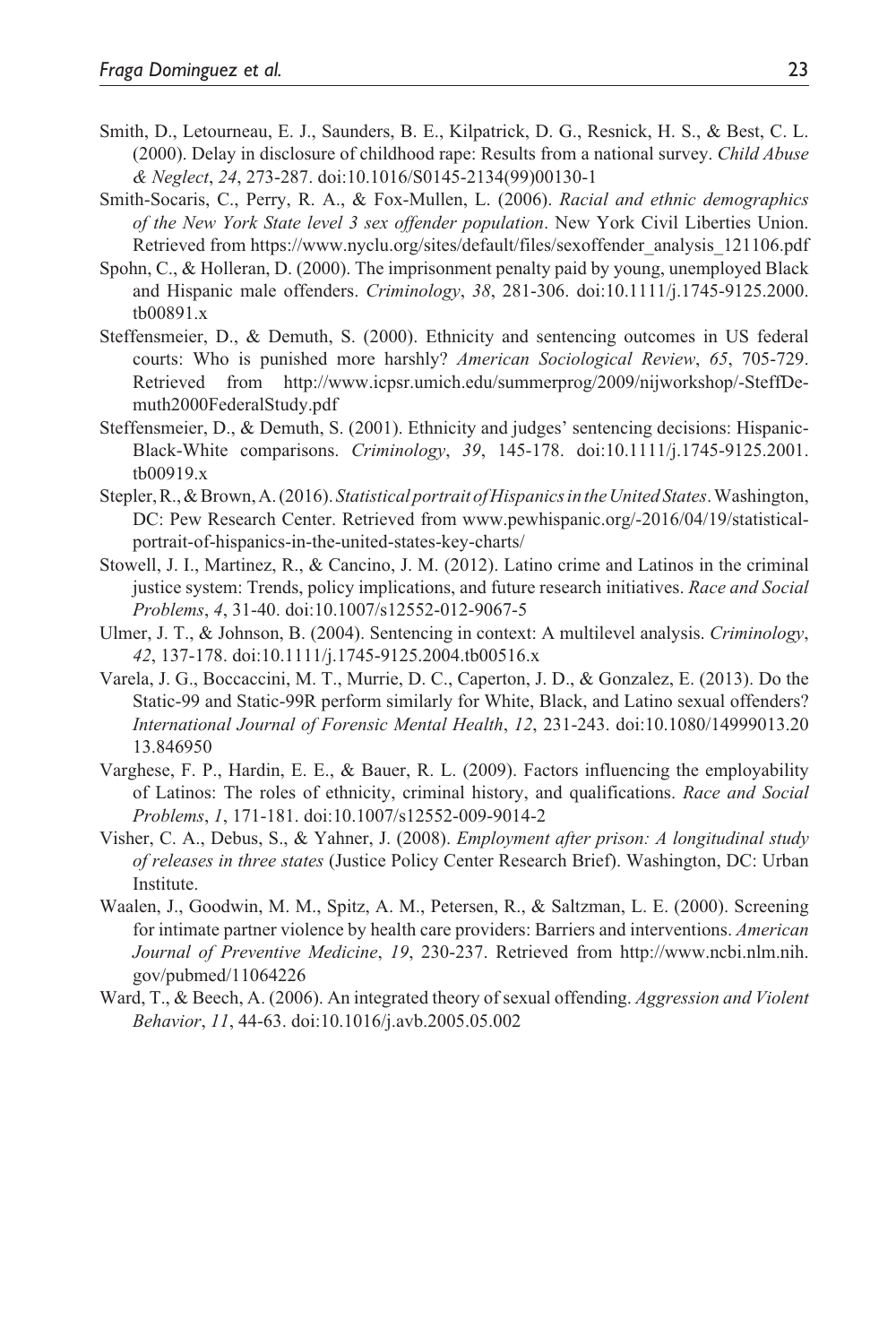Smith, D., Letourneau, E. J., Saunders, B. E., Kilpatrick, D. G., Resnick, H. S., & Best, C. L. (2000). Delay in disclosure of childhood rape: Results from a national survey. *Child Abuse & Neglect*, *24*, 273-287. doi:10.1016/S0145-2134(99)00130-1

Smith-Socaris, C., Perry, R. A., & Fox-Mullen, L. (2006). *Racial and ethnic demographics of the New York State level 3 sex offender population*. New York Civil Liberties Union. Retrieved from https://www.nyclu.org/sites/default/files/sexoffender_analysis_121106.pdf

Spohn, C., & Holleran, D. (2000). The imprisonment penalty paid by young, unemployed Black and Hispanic male offenders. *Criminology*, *38*, 281-306. doi:10.1111/j.1745-9125.2000.tb00891.x

Steffensmeier, D., & Demuth, S. (2000). Ethnicity and sentencing outcomes in US federal courts: Who is punished more harshly? *American Sociological Review*, *65*, 705-729. Retrieved from http://www.icpsr.umich.edu/summerprog/2009/nijworkshop/-SteffDemuth2000FederalStudy.pdf

Steffensmeier, D., & Demuth, S. (2001). Ethnicity and judges' sentencing decisions: Hispanic-Black-White comparisons. *Criminology*, *39*, 145-178. doi:10.1111/j.1745-9125.2001.tb00919.x

Stepler, R., & Brown, A. (2016). *Statistical portrait of Hispanics in the United States*. Washington, DC: Pew Research Center. Retrieved from www.pewhispanic.org/-2016/04/19/statistical-portrait-of-hispanics-in-the-united-states-key-charts/

Stowell, J. I., Martinez, R., & Cancino, J. M. (2012). Latino crime and Latinos in the criminal justice system: Trends, policy implications, and future research initiatives. *Race and Social Problems*, *4*, 31-40. doi:10.1007/s12552-012-9067-5

Ulmer, J. T., & Johnson, B. (2004). Sentencing in context: A multilevel analysis. *Criminology*, *42*, 137-178. doi:10.1111/j.1745-9125.2004.tb00516.x

Varela, J. G., Boccaccini, M. T., Murrie, D. C., Caperton, J. D., & Gonzalez, E. (2013). Do the Static-99 and Static-99R perform similarly for White, Black, and Latino sexual offenders? *International Journal of Forensic Mental Health*, *12*, 231-243. doi:10.1080/14999013.2013.846950

Varghese, F. P., Hardin, E. E., & Bauer, R. L. (2009). Factors influencing the employability of Latinos: The roles of ethnicity, criminal history, and qualifications. *Race and Social Problems*, *1*, 171-181. doi:10.1007/s12552-009-9014-2

Visher, C. A., Debus, S., & Yahner, J. (2008). *Employment after prison: A longitudinal study of releases in three states* (Justice Policy Center Research Brief). Washington, DC: Urban Institute.

Waalen, J., Goodwin, M. M., Spitz, A. M., Petersen, R., & Saltzman, L. E. (2000). Screening for intimate partner violence by health care providers: Barriers and interventions. *American Journal of Preventive Medicine*, *19*, 230-237. Retrieved from http://www.ncbi.nlm.nih.gov/pubmed/11064226

Ward, T., & Beech, A. (2006). An integrated theory of sexual offending. *Aggression and Violent Behavior*, *11*, 44-63. doi:10.1016/j.avb.2005.05.002